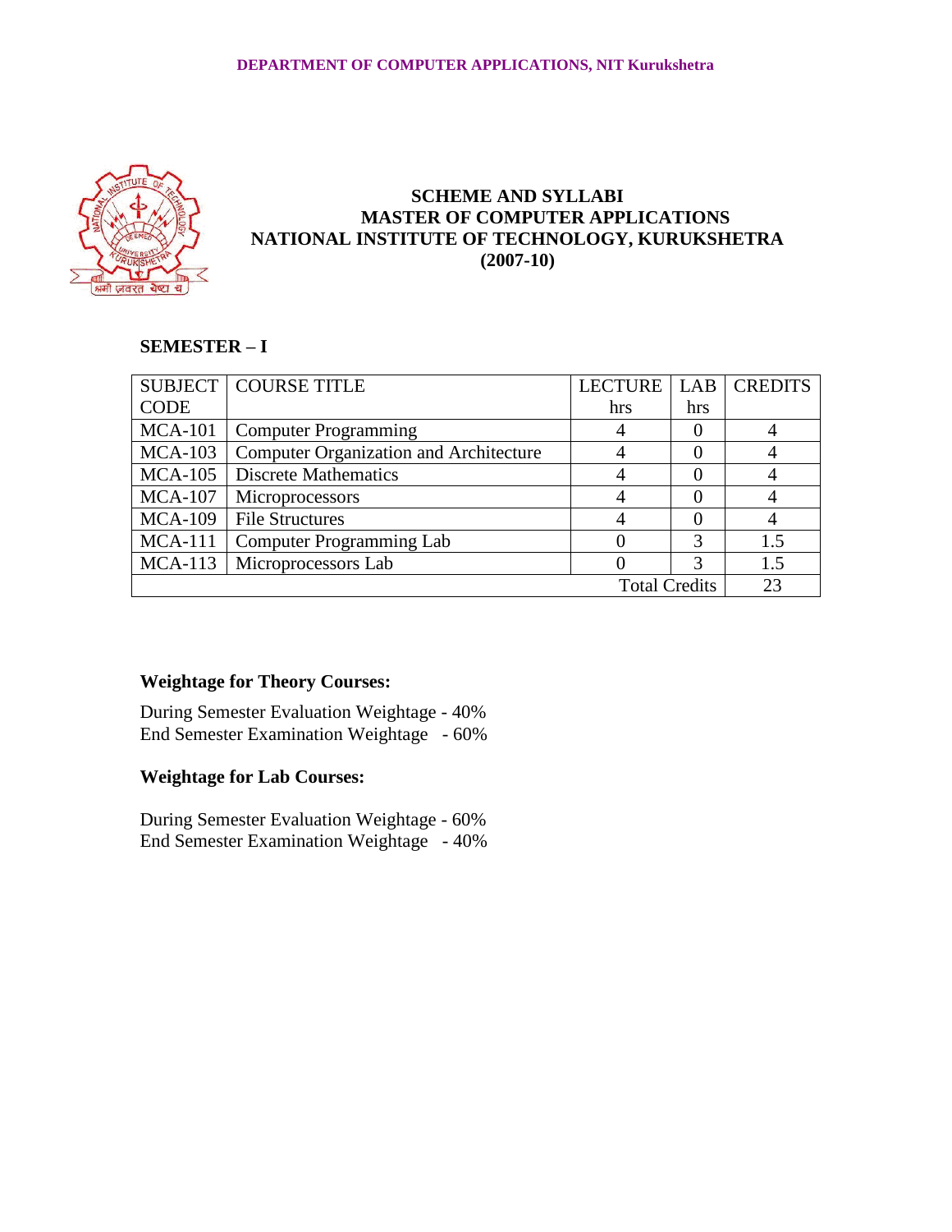# SCHEME AND SYLLABI
## MASTER OF COMPUTER APPLICATIONS
## NATIONAL INSTITUTE OF TECHNOLOGY, KURUKSHETRA
## (2007-10)

### SEMESTER – I

| SUBJECT CODE | COURSE TITLE | LECTURE hrs | LAB hrs | CREDITS |
|---|---|---|---|---|
| MCA-101 | Computer Programming | 4 | 0 | 4 |
| MCA-103 | Computer Organization and Architecture | 4 | 0 | 4 |
| MCA-105 | Discrete Mathematics | 4 | 0 | 4 |
| MCA-107 | Microprocessors | 4 | 0 | 4 |
| MCA-109 | File Structures | 4 | 0 | 4 |
| MCA-111 | Computer Programming Lab | 0 | 3 | 1.5 |
| MCA-113 | Microprocessors Lab | 0 | 3 | 1.5 |
| | | | Total Credits | 23 |

**Weightage for Theory Courses:**

During Semester Evaluation Weightage - 40%
End Semester Examination Weightage - 60%

**Weightage for Lab Courses:**

During Semester Evaluation Weightage - 60%
End Semester Examination Weightage - 40%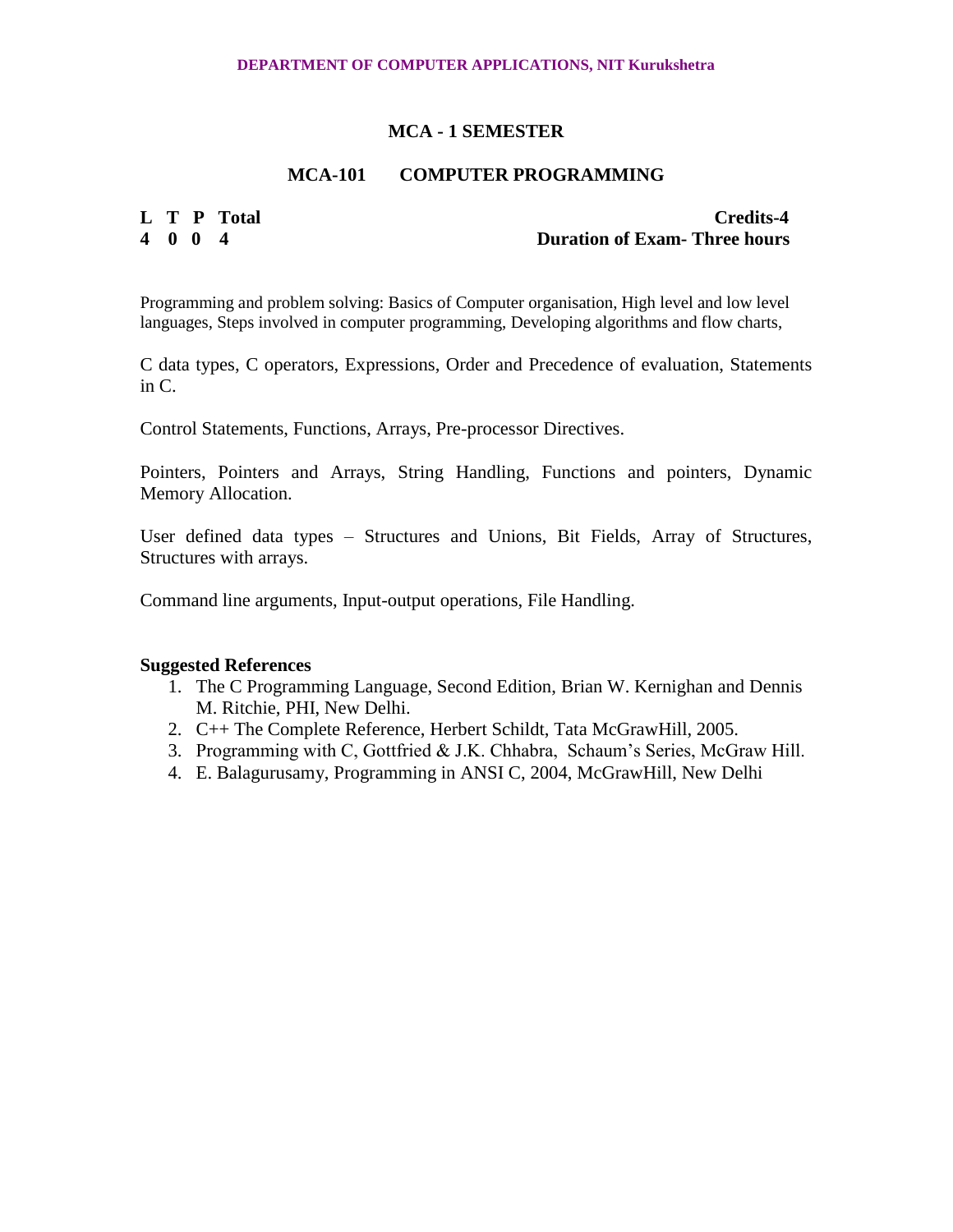## MCA - 1 SEMESTER

### MCA-101 COMPUTER PROGRAMMING

| L | T | P | Total | Credits-4 |
|---|---|---|---|---|
| 4 | 0 | 0 | 4 | Duration of Exam- Three hours |

Programming and problem solving: Basics of Computer organisation, High level and low level languages, Steps involved in computer programming, Developing algorithms and flow charts,

C data types, C operators, Expressions, Order and Precedence of evaluation, Statements in C.

Control Statements, Functions, Arrays, Pre-processor Directives.

Pointers, Pointers and Arrays, String Handling, Functions and pointers, Dynamic Memory Allocation.

User defined data types – Structures and Unions, Bit Fields, Array of Structures, Structures with arrays.

Command line arguments, Input-output operations, File Handling.

**Suggested References**

1. The C Programming Language, Second Edition, Brian W. Kernighan and Dennis M. Ritchie, PHI, New Delhi.
2. C++ The Complete Reference, Herbert Schildt, Tata McGrawHill, 2005.
3. Programming with C, Gottfried & J.K. Chhabra, Schaum's Series, McGraw Hill.
4. E. Balagurusamy, Programming in ANSI C, 2004, McGrawHill, New Delhi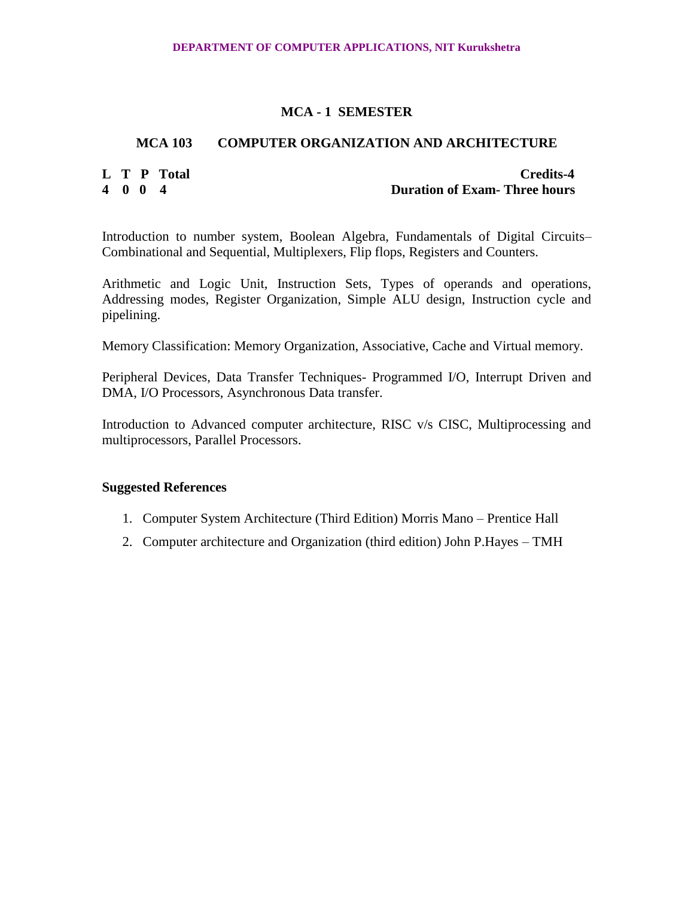## MCA - 1 SEMESTER

### MCA 103 COMPUTER ORGANIZATION AND ARCHITECTURE

| L | T | P | Total | Credits-4 |
|---|---|---|---|---|
| 4 | 0 | 0 | 4 | Duration of Exam- Three hours |

Introduction to number system, Boolean Algebra, Fundamentals of Digital Circuits– Combinational and Sequential, Multiplexers, Flip flops, Registers and Counters.

Arithmetic and Logic Unit, Instruction Sets, Types of operands and operations, Addressing modes, Register Organization, Simple ALU design, Instruction cycle and pipelining.

Memory Classification: Memory Organization, Associative, Cache and Virtual memory.

Peripheral Devices, Data Transfer Techniques- Programmed I/O, Interrupt Driven and DMA, I/O Processors, Asynchronous Data transfer.

Introduction to Advanced computer architecture, RISC v/s CISC, Multiprocessing and multiprocessors, Parallel Processors.

**Suggested References**

1. Computer System Architecture (Third Edition) Morris Mano – Prentice Hall
2. Computer architecture and Organization (third edition) John P.Hayes – TMH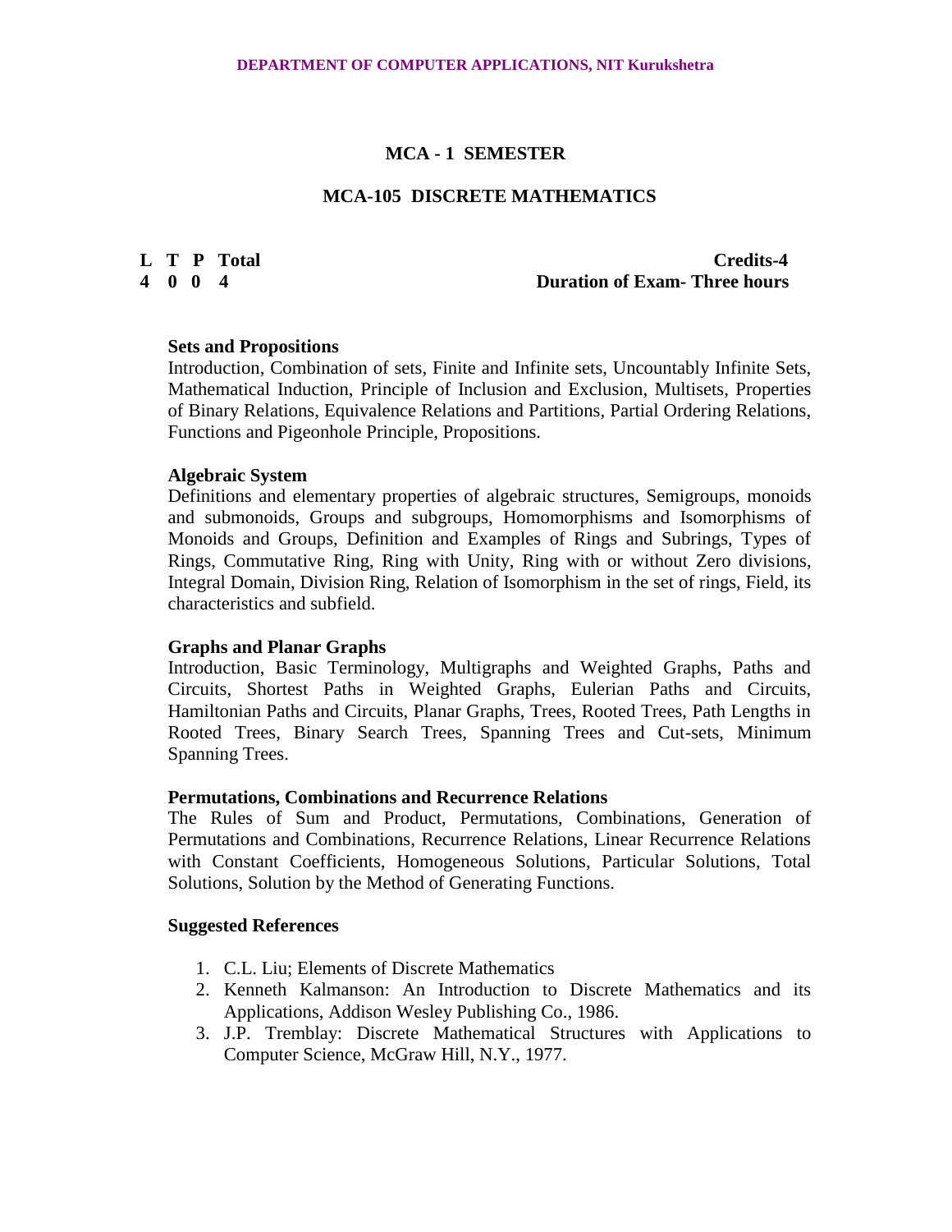## MCA - 1 SEMESTER

## MCA-105 DISCRETE MATHEMATICS

| L | T | P | Total | Credits-4 |
|---|---|---|---|---|
| 4 | 0 | 0 | 4 | Duration of Exam- Three hours |

**Sets and Propositions**

Introduction, Combination of sets, Finite and Infinite sets, Uncountably Infinite Sets, Mathematical Induction, Principle of Inclusion and Exclusion, Multisets, Properties of Binary Relations, Equivalence Relations and Partitions, Partial Ordering Relations, Functions and Pigeonhole Principle, Propositions.

**Algebraic System**

Definitions and elementary properties of algebraic structures, Semigroups, monoids and submonoids, Groups and subgroups, Homomorphisms and Isomorphisms of Monoids and Groups, Definition and Examples of Rings and Subrings, Types of Rings, Commutative Ring, Ring with Unity, Ring with or without Zero divisions, Integral Domain, Division Ring, Relation of Isomorphism in the set of rings, Field, its characteristics and subfield.

**Graphs and Planar Graphs**

Introduction, Basic Terminology, Multigraphs and Weighted Graphs, Paths and Circuits, Shortest Paths in Weighted Graphs, Eulerian Paths and Circuits, Hamiltonian Paths and Circuits, Planar Graphs, Trees, Rooted Trees, Path Lengths in Rooted Trees, Binary Search Trees, Spanning Trees and Cut-sets, Minimum Spanning Trees.

**Permutations, Combinations and Recurrence Relations**

The Rules of Sum and Product, Permutations, Combinations, Generation of Permutations and Combinations, Recurrence Relations, Linear Recurrence Relations with Constant Coefficients, Homogeneous Solutions, Particular Solutions, Total Solutions, Solution by the Method of Generating Functions.

**Suggested References**

1. C.L. Liu; Elements of Discrete Mathematics
2. Kenneth Kalmanson: An Introduction to Discrete Mathematics and its Applications, Addison Wesley Publishing Co., 1986.
3. J.P. Tremblay: Discrete Mathematical Structures with Applications to Computer Science, McGraw Hill, N.Y., 1977.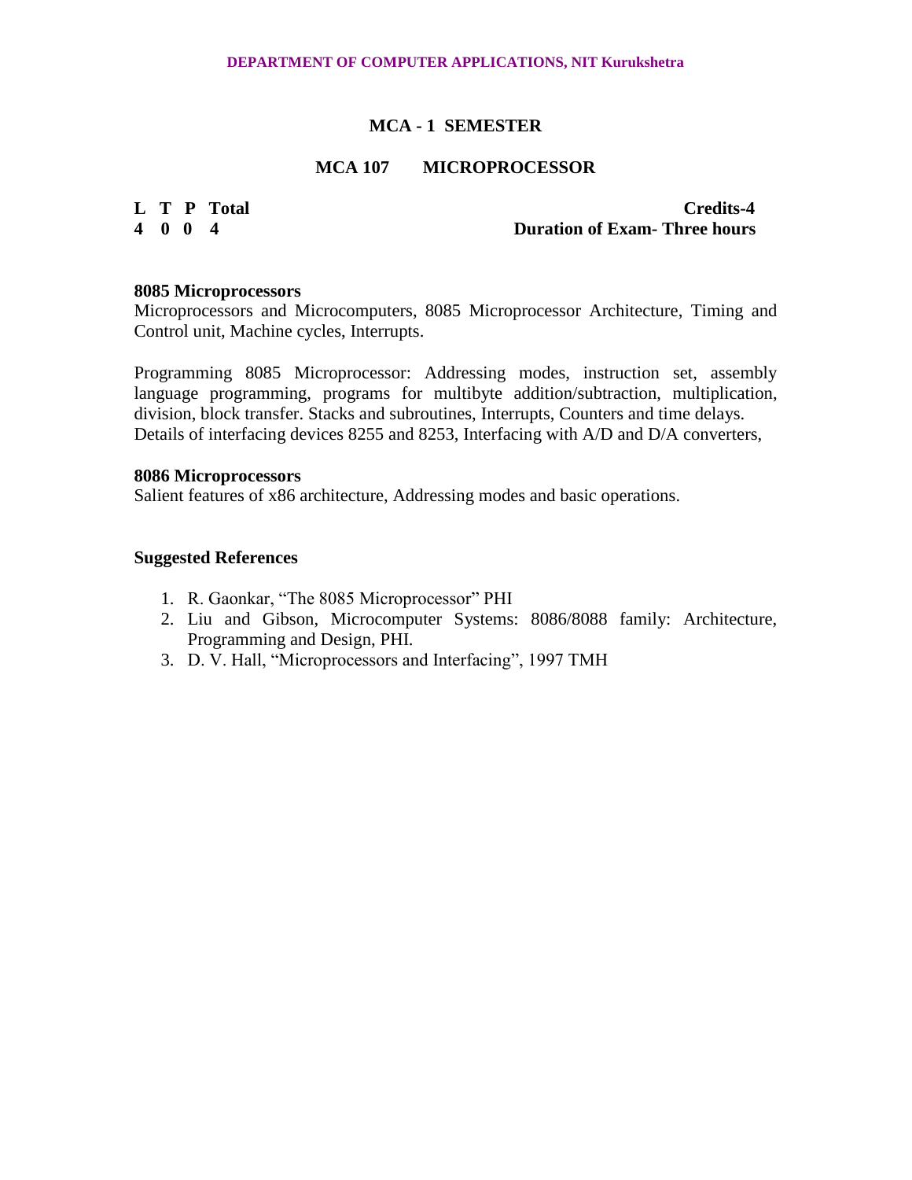## MCA - 1 SEMESTER

### MCA 107 MICROPROCESSOR

| L | T | P | Total | Credits-4 |
|---|---|---|---|---|
| 4 | 0 | 0 | 4 | Duration of Exam- Three hours |

**8085 Microprocessors**

Microprocessors and Microcomputers, 8085 Microprocessor Architecture, Timing and Control unit, Machine cycles, Interrupts.

Programming 8085 Microprocessor: Addressing modes, instruction set, assembly language programming, programs for multibyte addition/subtraction, multiplication, division, block transfer. Stacks and subroutines, Interrupts, Counters and time delays. Details of interfacing devices 8255 and 8253, Interfacing with A/D and D/A converters,

**8086 Microprocessors**

Salient features of x86 architecture, Addressing modes and basic operations.

**Suggested References**

1. R. Gaonkar, "The 8085 Microprocessor" PHI
2. Liu and Gibson, Microcomputer Systems: 8086/8088 family: Architecture, Programming and Design, PHI.
3. D. V. Hall, "Microprocessors and Interfacing", 1997 TMH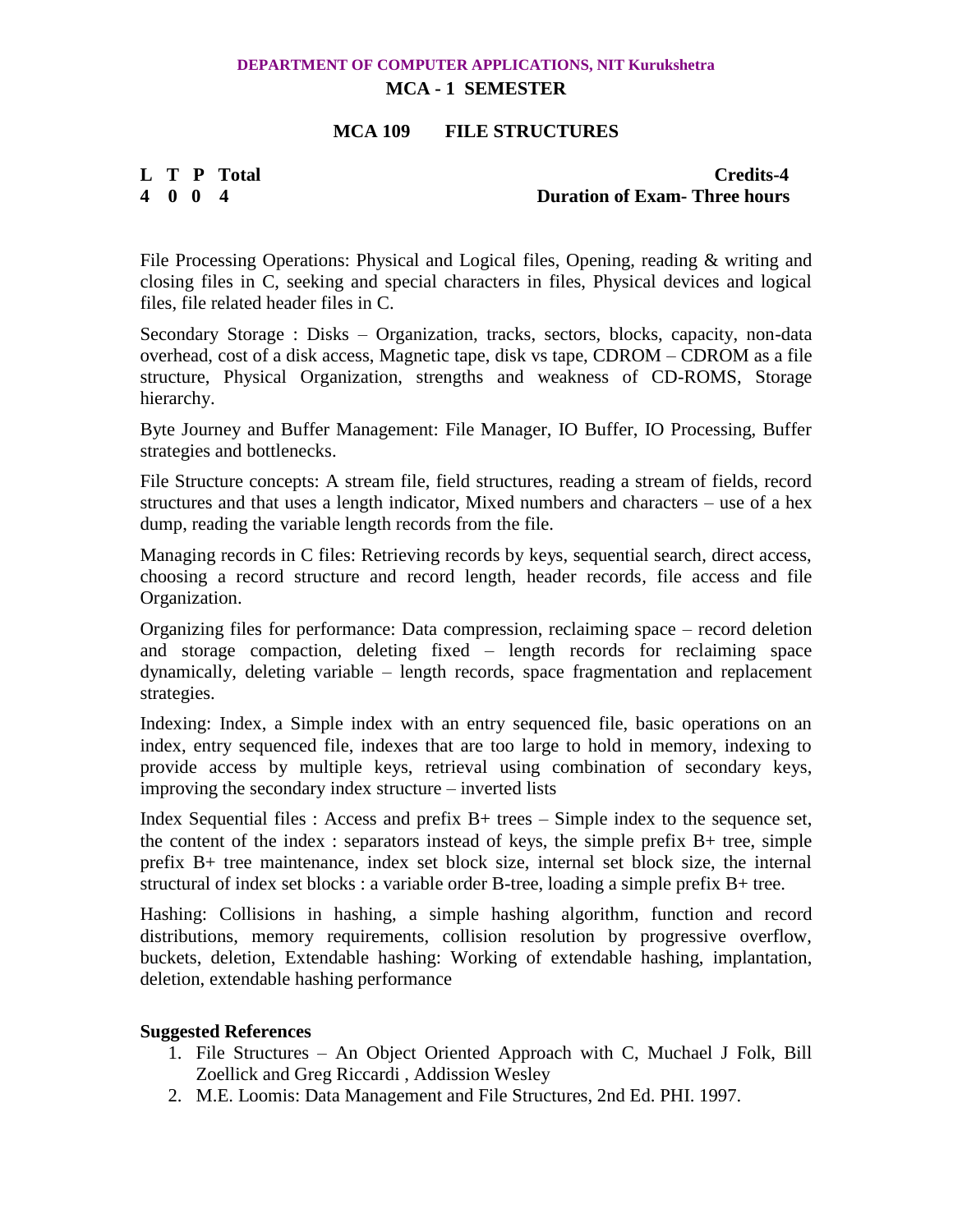**DEPARTMENT OF COMPUTER APPLICATIONS, NIT Kurukshetra**

**MCA - 1 SEMESTER**

## MCA 109 FILE STRUCTURES

| L | T | P | Total | | Credits-4 |
|---|---|---|---|---|---|
| 4 | 0 | 0 | 4 | | Duration of Exam- Three hours |

File Processing Operations: Physical and Logical files, Opening, reading & writing and closing files in C, seeking and special characters in files, Physical devices and logical files, file related header files in C.

Secondary Storage : Disks – Organization, tracks, sectors, blocks, capacity, non-data overhead, cost of a disk access, Magnetic tape, disk vs tape, CDROM – CDROM as a file structure, Physical Organization, strengths and weakness of CD-ROMS, Storage hierarchy.

Byte Journey and Buffer Management: File Manager, IO Buffer, IO Processing, Buffer strategies and bottlenecks.

File Structure concepts: A stream file, field structures, reading a stream of fields, record structures and that uses a length indicator, Mixed numbers and characters – use of a hex dump, reading the variable length records from the file.

Managing records in C files: Retrieving records by keys, sequential search, direct access, choosing a record structure and record length, header records, file access and file Organization.

Organizing files for performance: Data compression, reclaiming space – record deletion and storage compaction, deleting fixed – length records for reclaiming space dynamically, deleting variable – length records, space fragmentation and replacement strategies.

Indexing: Index, a Simple index with an entry sequenced file, basic operations on an index, entry sequenced file, indexes that are too large to hold in memory, indexing to provide access by multiple keys, retrieval using combination of secondary keys, improving the secondary index structure – inverted lists

Index Sequential files : Access and prefix B+ trees – Simple index to the sequence set, the content of the index : separators instead of keys, the simple prefix B+ tree, simple prefix B+ tree maintenance, index set block size, internal set block size, the internal structural of index set blocks : a variable order B-tree, loading a simple prefix B+ tree.

Hashing: Collisions in hashing, a simple hashing algorithm, function and record distributions, memory requirements, collision resolution by progressive overflow, buckets, deletion, Extendable hashing: Working of extendable hashing, implantation, deletion, extendable hashing performance

**Suggested References**

1. File Structures – An Object Oriented Approach with C, Muchael J Folk, Bill Zoellick and Greg Riccardi , Addission Wesley
2. M.E. Loomis: Data Management and File Structures, 2nd Ed. PHI. 1997.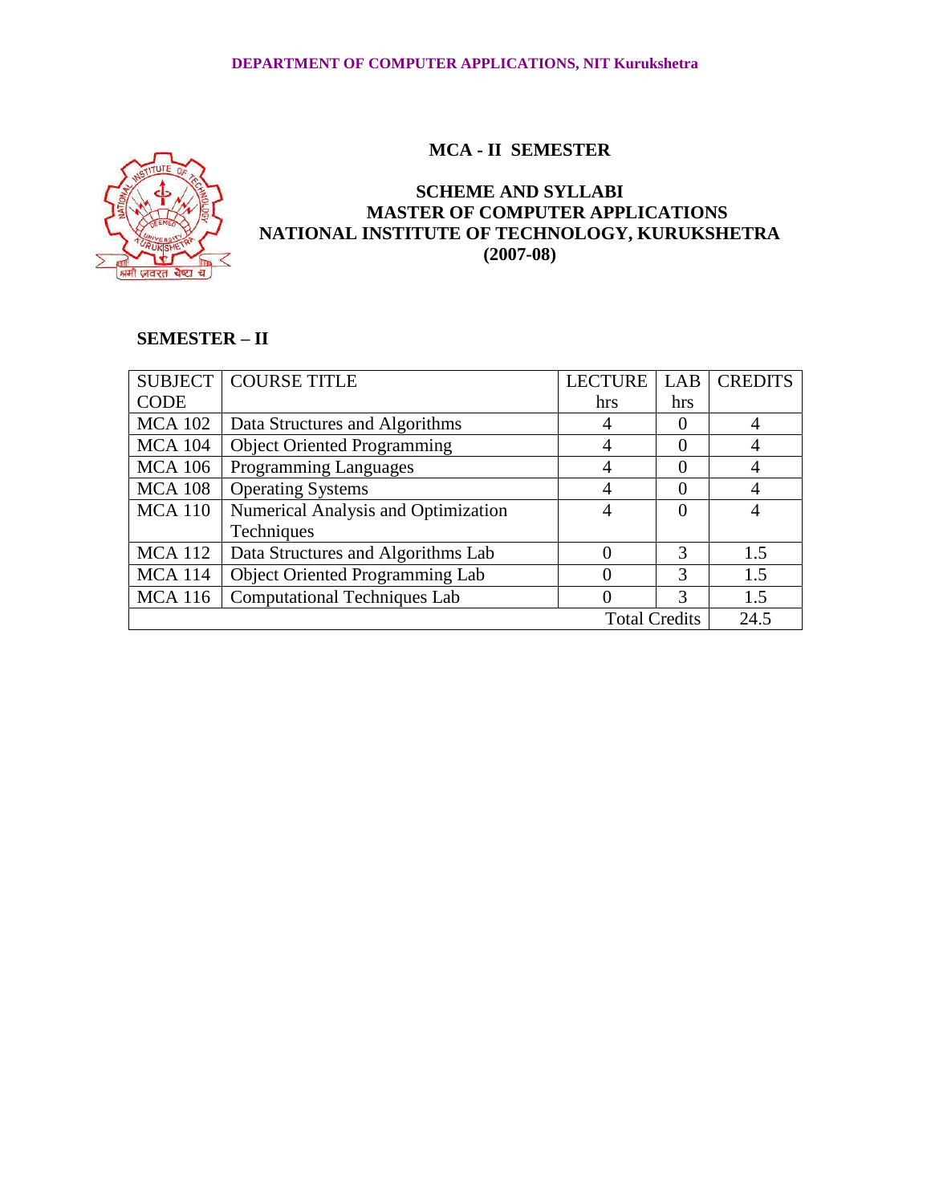## MCA - II SEMESTER

## SCHEME AND SYLLABI
## MASTER OF COMPUTER APPLICATIONS
## NATIONAL INSTITUTE OF TECHNOLOGY, KURUKSHETRA
## (2007-08)

### SEMESTER – II

| SUBJECT CODE | COURSE TITLE | LECTURE hrs | LAB hrs | CREDITS |
|---|---|---|---|---|
| MCA 102 | Data Structures and Algorithms | 4 | 0 | 4 |
| MCA 104 | Object Oriented Programming | 4 | 0 | 4 |
| MCA 106 | Programming Languages | 4 | 0 | 4 |
| MCA 108 | Operating Systems | 4 | 0 | 4 |
| MCA 110 | Numerical Analysis and Optimization Techniques | 4 | 0 | 4 |
| MCA 112 | Data Structures and Algorithms Lab | 0 | 3 | 1.5 |
| MCA 114 | Object Oriented Programming Lab | 0 | 3 | 1.5 |
| MCA 116 | Computational Techniques Lab | 0 | 3 | 1.5 |
| | | | Total Credits | 24.5 |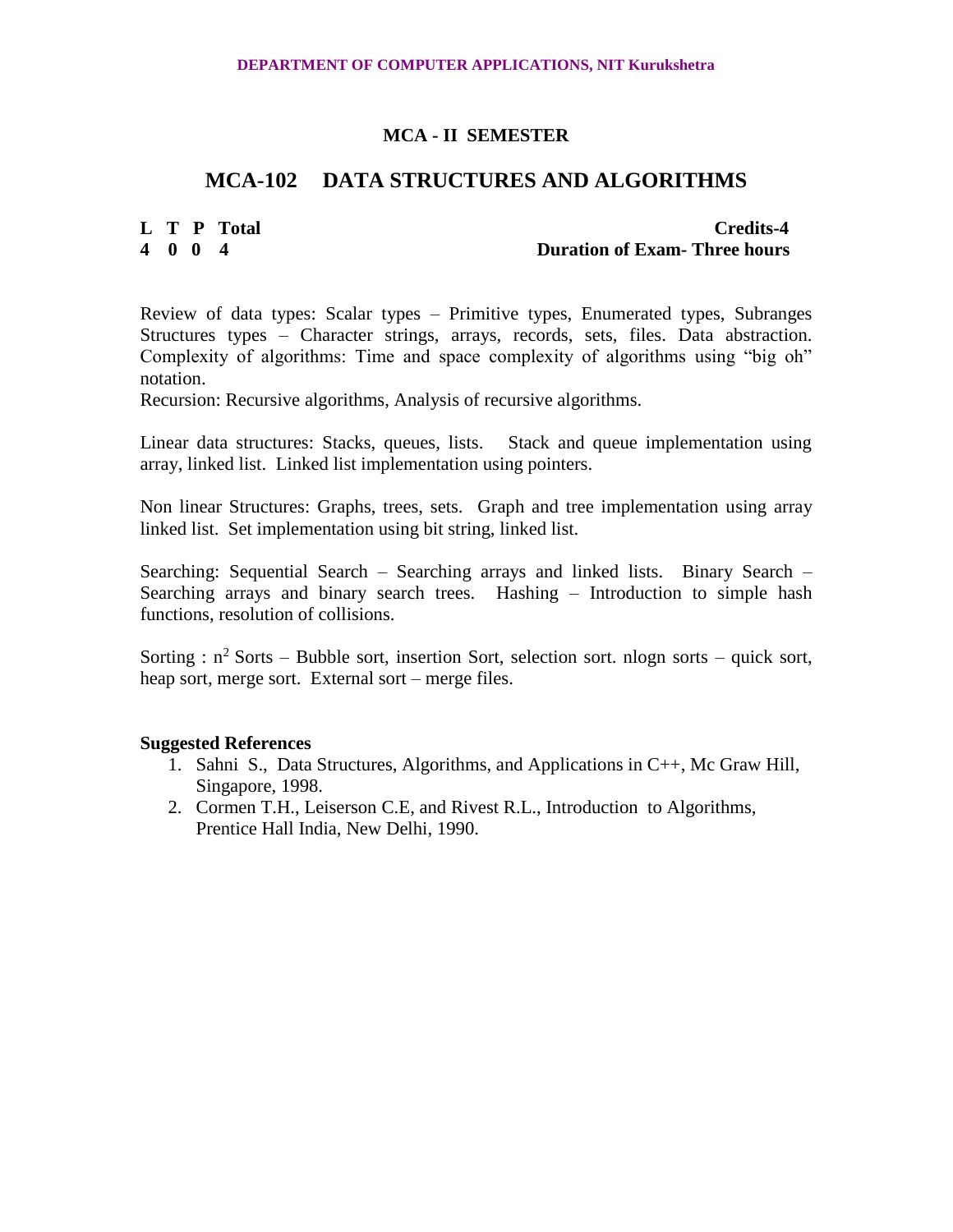## MCA - II SEMESTER

# MCA-102 DATA STRUCTURES AND ALGORITHMS

| L | T | P | Total | Credits-4 |
|---|---|---|---|---|
| 4 | 0 | 0 | 4 | Duration of Exam- Three hours |

Review of data types: Scalar types – Primitive types, Enumerated types, Subranges Structures types – Character strings, arrays, records, sets, files. Data abstraction. Complexity of algorithms: Time and space complexity of algorithms using "big oh" notation.
Recursion: Recursive algorithms, Analysis of recursive algorithms.

Linear data structures: Stacks, queues, lists. Stack and queue implementation using array, linked list. Linked list implementation using pointers.

Non linear Structures: Graphs, trees, sets. Graph and tree implementation using array linked list. Set implementation using bit string, linked list.

Searching: Sequential Search – Searching arrays and linked lists. Binary Search – Searching arrays and binary search trees. Hashing – Introduction to simple hash functions, resolution of collisions.

Sorting : $n^2$ Sorts – Bubble sort, insertion Sort, selection sort. nlogn sorts – quick sort, heap sort, merge sort. External sort – merge files.

**Suggested References**

1. Sahni S., Data Structures, Algorithms, and Applications in C++, Mc Graw Hill, Singapore, 1998.
2. Cormen T.H., Leiserson C.E, and Rivest R.L., Introduction to Algorithms, Prentice Hall India, New Delhi, 1990.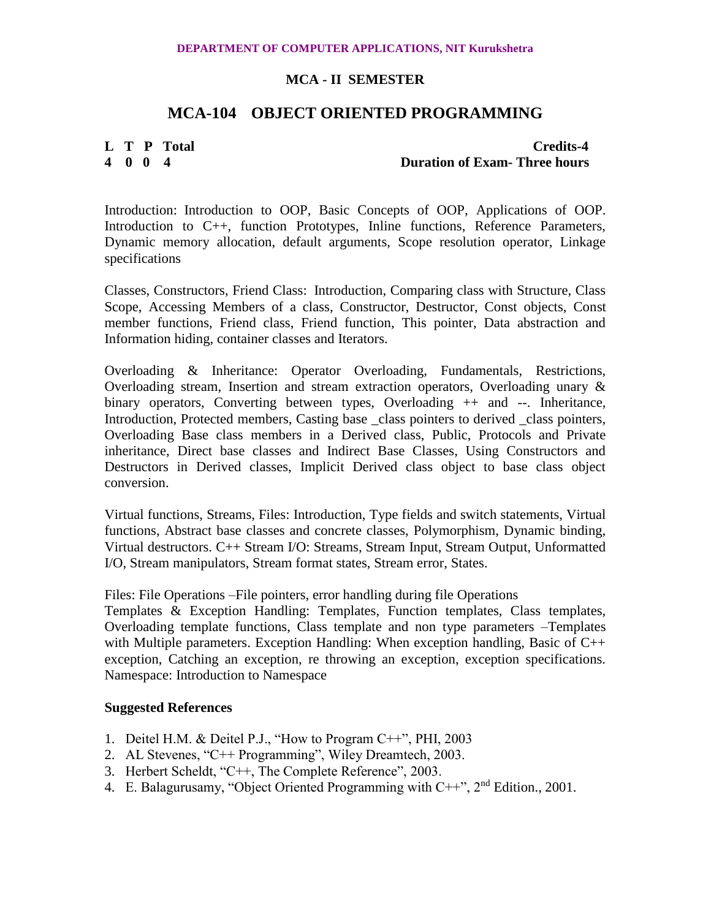**DEPARTMENT OF COMPUTER APPLICATIONS, NIT Kurukshetra**

**MCA - II SEMESTER**

# MCA-104 OBJECT ORIENTED PROGRAMMING

| L | T | P | Total | |
|---|---|---|---|---|
| 4 | 0 | 0 | 4 | **Credits-4** |
| | | | | **Duration of Exam- Three hours** |

Introduction: Introduction to OOP, Basic Concepts of OOP, Applications of OOP. Introduction to C++, function Prototypes, Inline functions, Reference Parameters, Dynamic memory allocation, default arguments, Scope resolution operator, Linkage specifications

Classes, Constructors, Friend Class: Introduction, Comparing class with Structure, Class Scope, Accessing Members of a class, Constructor, Destructor, Const objects, Const member functions, Friend class, Friend function, This pointer, Data abstraction and Information hiding, container classes and Iterators.

Overloading & Inheritance: Operator Overloading, Fundamentals, Restrictions, Overloading stream, Insertion and stream extraction operators, Overloading unary & binary operators, Converting between types, Overloading ++ and --. Inheritance, Introduction, Protected members, Casting base _class pointers to derived _class pointers, Overloading Base class members in a Derived class, Public, Protocols and Private inheritance, Direct base classes and Indirect Base Classes, Using Constructors and Destructors in Derived classes, Implicit Derived class object to base class object conversion.

Virtual functions, Streams, Files: Introduction, Type fields and switch statements, Virtual functions, Abstract base classes and concrete classes, Polymorphism, Dynamic binding, Virtual destructors. C++ Stream I/O: Streams, Stream Input, Stream Output, Unformatted I/O, Stream manipulators, Stream format states, Stream error, States.

Files: File Operations –File pointers, error handling during file Operations
Templates & Exception Handling: Templates, Function templates, Class templates, Overloading template functions, Class template and non type parameters –Templates with Multiple parameters. Exception Handling: When exception handling, Basic of C++ exception, Catching an exception, re throwing an exception, exception specifications. Namespace: Introduction to Namespace

**Suggested References**

1. Deitel H.M. & Deitel P.J., "How to Program C++", PHI, 2003
2. AL Stevenes, "C++ Programming", Wiley Dreamtech, 2003.
3. Herbert Scheldt, "C++, The Complete Reference", 2003.
4. E. Balagurusamy, "Object Oriented Programming with C++", 2nd Edition., 2001.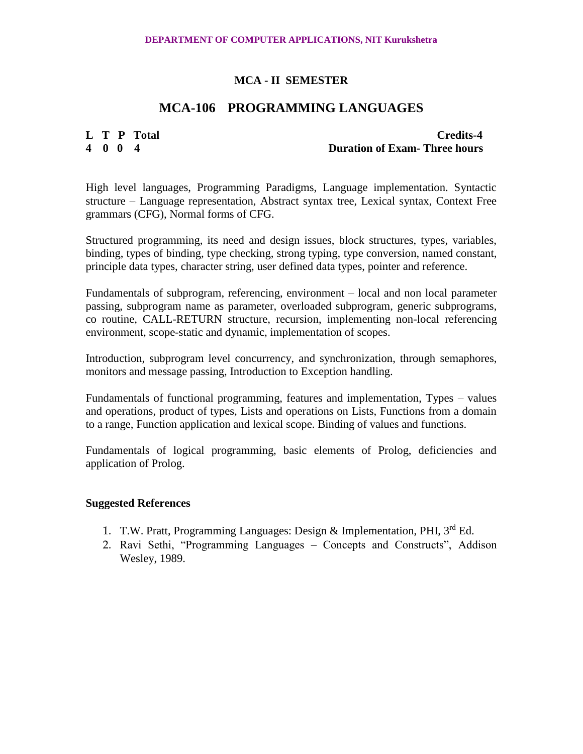## MCA - II SEMESTER

# MCA-106 PROGRAMMING LANGUAGES

| L | T | P | Total | Credits-4 |
|---|---|---|---|---|
| 4 | 0 | 0 | 4 | Duration of Exam- Three hours |

High level languages, Programming Paradigms, Language implementation. Syntactic structure – Language representation, Abstract syntax tree, Lexical syntax, Context Free grammars (CFG), Normal forms of CFG.

Structured programming, its need and design issues, block structures, types, variables, binding, types of binding, type checking, strong typing, type conversion, named constant, principle data types, character string, user defined data types, pointer and reference.

Fundamentals of subprogram, referencing, environment – local and non local parameter passing, subprogram name as parameter, overloaded subprogram, generic subprograms, co routine, CALL-RETURN structure, recursion, implementing non-local referencing environment, scope-static and dynamic, implementation of scopes.

Introduction, subprogram level concurrency, and synchronization, through semaphores, monitors and message passing, Introduction to Exception handling.

Fundamentals of functional programming, features and implementation, Types – values and operations, product of types, Lists and operations on Lists, Functions from a domain to a range, Function application and lexical scope. Binding of values and functions.

Fundamentals of logical programming, basic elements of Prolog, deficiencies and application of Prolog.

**Suggested References**

1. T.W. Pratt, Programming Languages: Design & Implementation, PHI, 3rd Ed.
2. Ravi Sethi, "Programming Languages – Concepts and Constructs", Addison Wesley, 1989.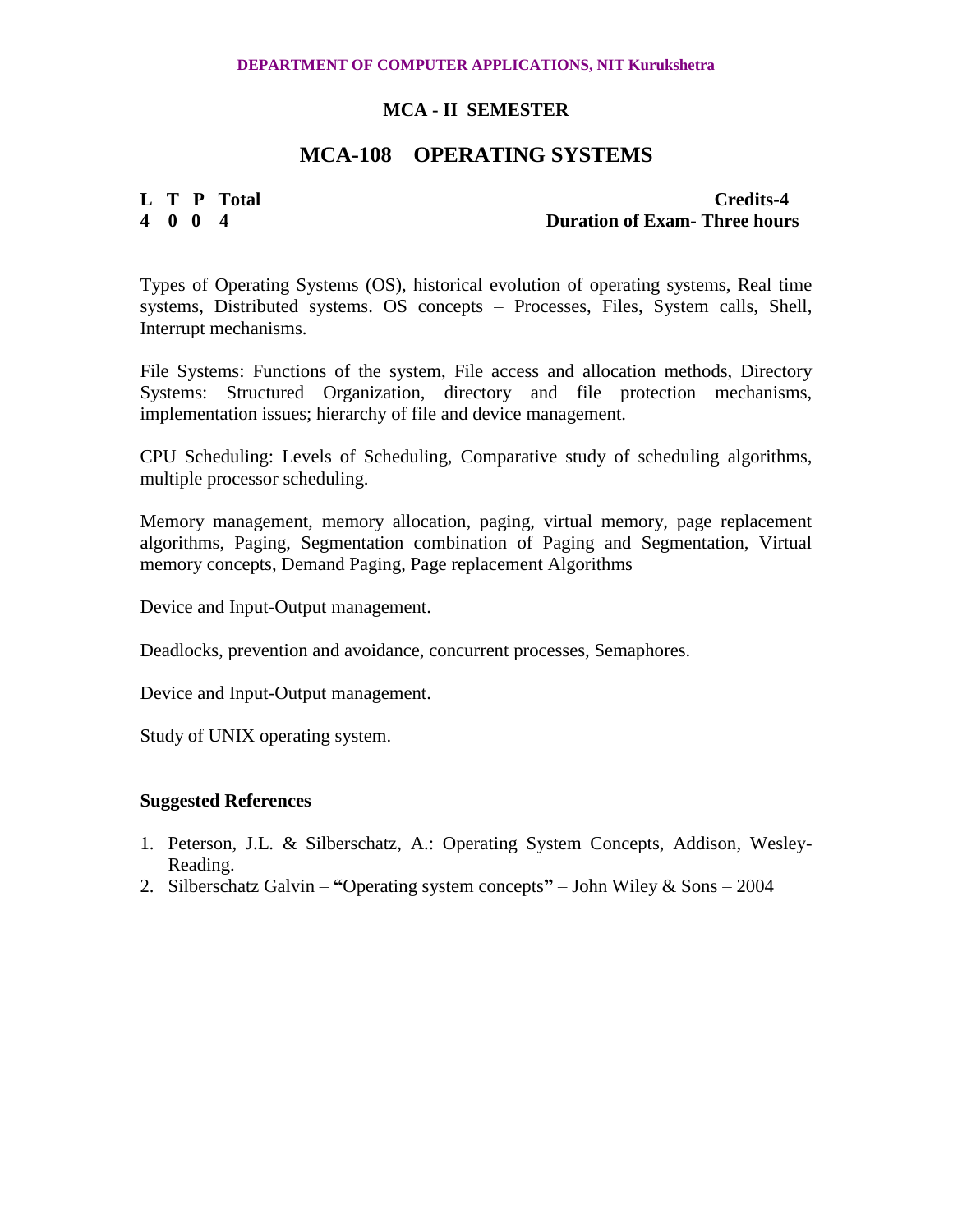**DEPARTMENT OF COMPUTER APPLICATIONS, NIT Kurukshetra**

## MCA - II SEMESTER

# MCA-108 OPERATING SYSTEMS

| L | T | P | Total | Credits-4 |
|---|---|---|---|---|
| 4 | 0 | 0 | 4 | Duration of Exam- Three hours |

Types of Operating Systems (OS), historical evolution of operating systems, Real time systems, Distributed systems. OS concepts – Processes, Files, System calls, Shell, Interrupt mechanisms.

File Systems: Functions of the system, File access and allocation methods, Directory Systems: Structured Organization, directory and file protection mechanisms, implementation issues; hierarchy of file and device management.

CPU Scheduling: Levels of Scheduling, Comparative study of scheduling algorithms, multiple processor scheduling.

Memory management, memory allocation, paging, virtual memory, page replacement algorithms, Paging, Segmentation combination of Paging and Segmentation, Virtual memory concepts, Demand Paging, Page replacement Algorithms

Device and Input-Output management.

Deadlocks, prevention and avoidance, concurrent processes, Semaphores.

Device and Input-Output management.

Study of UNIX operating system.

**Suggested References**

1. Peterson, J.L. & Silberschatz, A.: Operating System Concepts, Addison, Wesley-Reading.
2. Silberschatz Galvin – **"**Operating system concepts**"** – John Wiley & Sons – 2004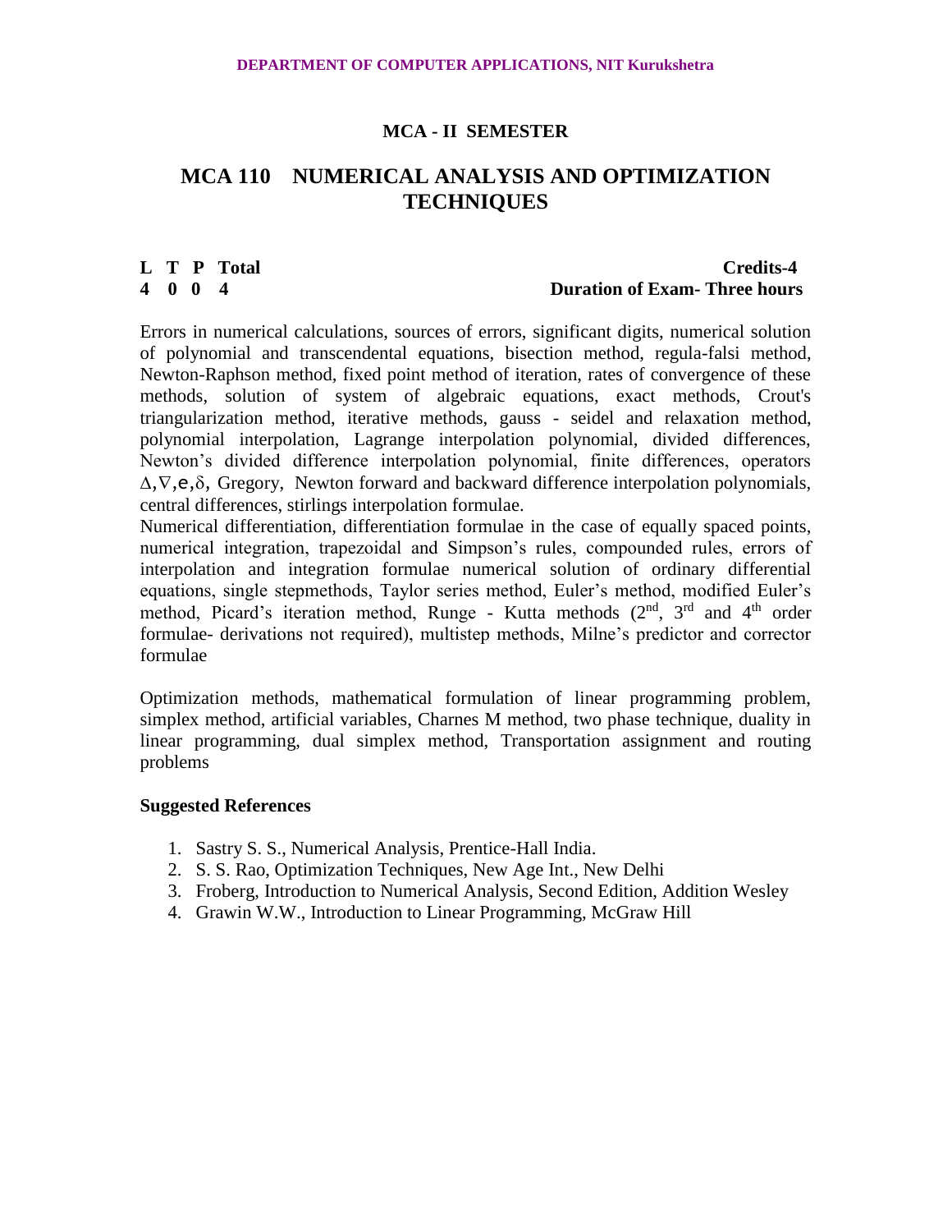**DEPARTMENT OF COMPUTER APPLICATIONS, NIT Kurukshetra**

### MCA - II SEMESTER

# MCA 110 NUMERICAL ANALYSIS AND OPTIMIZATION TECHNIQUES

| L | T | P | Total | Credits-4 |
|---|---|---|---|---|
| 4 | 0 | 0 | 4 | Duration of Exam- Three hours |

Errors in numerical calculations, sources of errors, significant digits, numerical solution of polynomial and transcendental equations, bisection method, regula-falsi method, Newton-Raphson method, fixed point method of iteration, rates of convergence of these methods, solution of system of algebraic equations, exact methods, Crout's triangularization method, iterative methods, gauss - seidel and relaxation method, polynomial interpolation, Lagrange interpolation polynomial, divided differences, Newton's divided difference interpolation polynomial, finite differences, operators $\Delta, \nabla, e, \delta$, Gregory, Newton forward and backward difference interpolation polynomials, central differences, stirlings interpolation formulae.

Numerical differentiation, differentiation formulae in the case of equally spaced points, numerical integration, trapezoidal and Simpson's rules, compounded rules, errors of interpolation and integration formulae numerical solution of ordinary differential equations, single stepmethods, Taylor series method, Euler's method, modified Euler's method, Picard's iteration method, Runge - Kutta methods ($2^{nd}$, $3^{rd}$ and $4^{th}$ order formulae- derivations not required), multistep methods, Milne's predictor and corrector formulae

Optimization methods, mathematical formulation of linear programming problem, simplex method, artificial variables, Charnes M method, two phase technique, duality in linear programming, dual simplex method, Transportation assignment and routing problems

**Suggested References**

1. Sastry S. S., Numerical Analysis, Prentice-Hall India.
2. S. S. Rao, Optimization Techniques, New Age Int., New Delhi
3. Froberg, Introduction to Numerical Analysis, Second Edition, Addition Wesley
4. Grawin W.W., Introduction to Linear Programming, McGraw Hill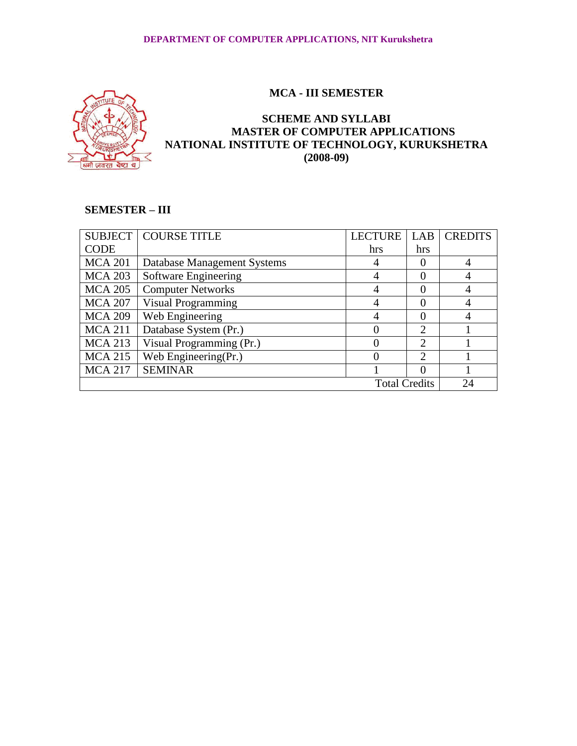**MCA - III SEMESTER**

**SCHEME AND SYLLABI**
**MASTER OF COMPUTER APPLICATIONS**
**NATIONAL INSTITUTE OF TECHNOLOGY, KURUKSHETRA**
**(2008-09)**

## SEMESTER – III

| SUBJECT CODE | COURSE TITLE | LECTURE hrs | LAB hrs | CREDITS |
|---|---|---|---|---|
| MCA 201 | Database Management Systems | 4 | 0 | 4 |
| MCA 203 | Software Engineering | 4 | 0 | 4 |
| MCA 205 | Computer Networks | 4 | 0 | 4 |
| MCA 207 | Visual Programming | 4 | 0 | 4 |
| MCA 209 | Web Engineering | 4 | 0 | 4 |
| MCA 211 | Database System (Pr.) | 0 | 2 | 1 |
| MCA 213 | Visual Programming (Pr.) | 0 | 2 | 1 |
| MCA 215 | Web Engineering(Pr.) | 0 | 2 | 1 |
| MCA 217 | SEMINAR | 1 | 0 | 1 |
| | | | Total Credits | 24 |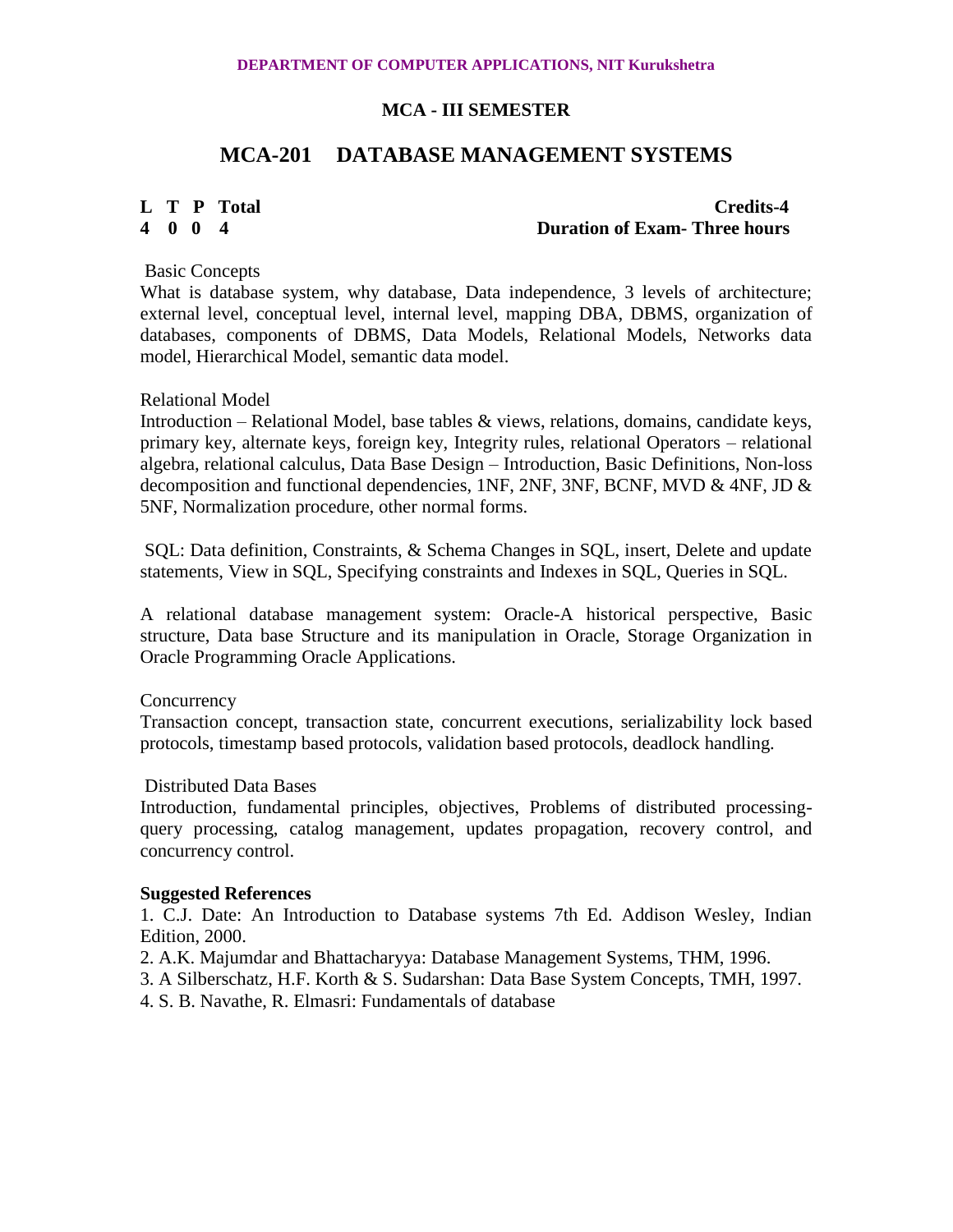**DEPARTMENT OF COMPUTER APPLICATIONS, NIT Kurukshetra**

## MCA - III SEMESTER

# MCA-201 DATABASE MANAGEMENT SYSTEMS

| L | T | P | Total | Credits-4 |
|---|---|---|---|---|
| 4 | 0 | 0 | 4 | Duration of Exam- Three hours |

Basic Concepts

What is database system, why database, Data independence, 3 levels of architecture; external level, conceptual level, internal level, mapping DBA, DBMS, organization of databases, components of DBMS, Data Models, Relational Models, Networks data model, Hierarchical Model, semantic data model.

Relational Model

Introduction – Relational Model, base tables & views, relations, domains, candidate keys, primary key, alternate keys, foreign key, Integrity rules, relational Operators – relational algebra, relational calculus, Data Base Design – Introduction, Basic Definitions, Non-loss decomposition and functional dependencies, 1NF, 2NF, 3NF, BCNF, MVD & 4NF, JD & 5NF, Normalization procedure, other normal forms.

SQL: Data definition, Constraints, & Schema Changes in SQL, insert, Delete and update statements, View in SQL, Specifying constraints and Indexes in SQL, Queries in SQL.

A relational database management system: Oracle-A historical perspective, Basic structure, Data base Structure and its manipulation in Oracle, Storage Organization in Oracle Programming Oracle Applications.

Concurrency

Transaction concept, transaction state, concurrent executions, serializability lock based protocols, timestamp based protocols, validation based protocols, deadlock handling.

Distributed Data Bases

Introduction, fundamental principles, objectives, Problems of distributed processing-query processing, catalog management, updates propagation, recovery control, and concurrency control.

**Suggested References**

1. C.J. Date: An Introduction to Database systems 7th Ed. Addison Wesley, Indian Edition, 2000.
2. A.K. Majumdar and Bhattacharyya: Database Management Systems, THM, 1996.
3. A Silberschatz, H.F. Korth & S. Sudarshan: Data Base System Concepts, TMH, 1997.
4. S. B. Navathe, R. Elmasri: Fundamentals of database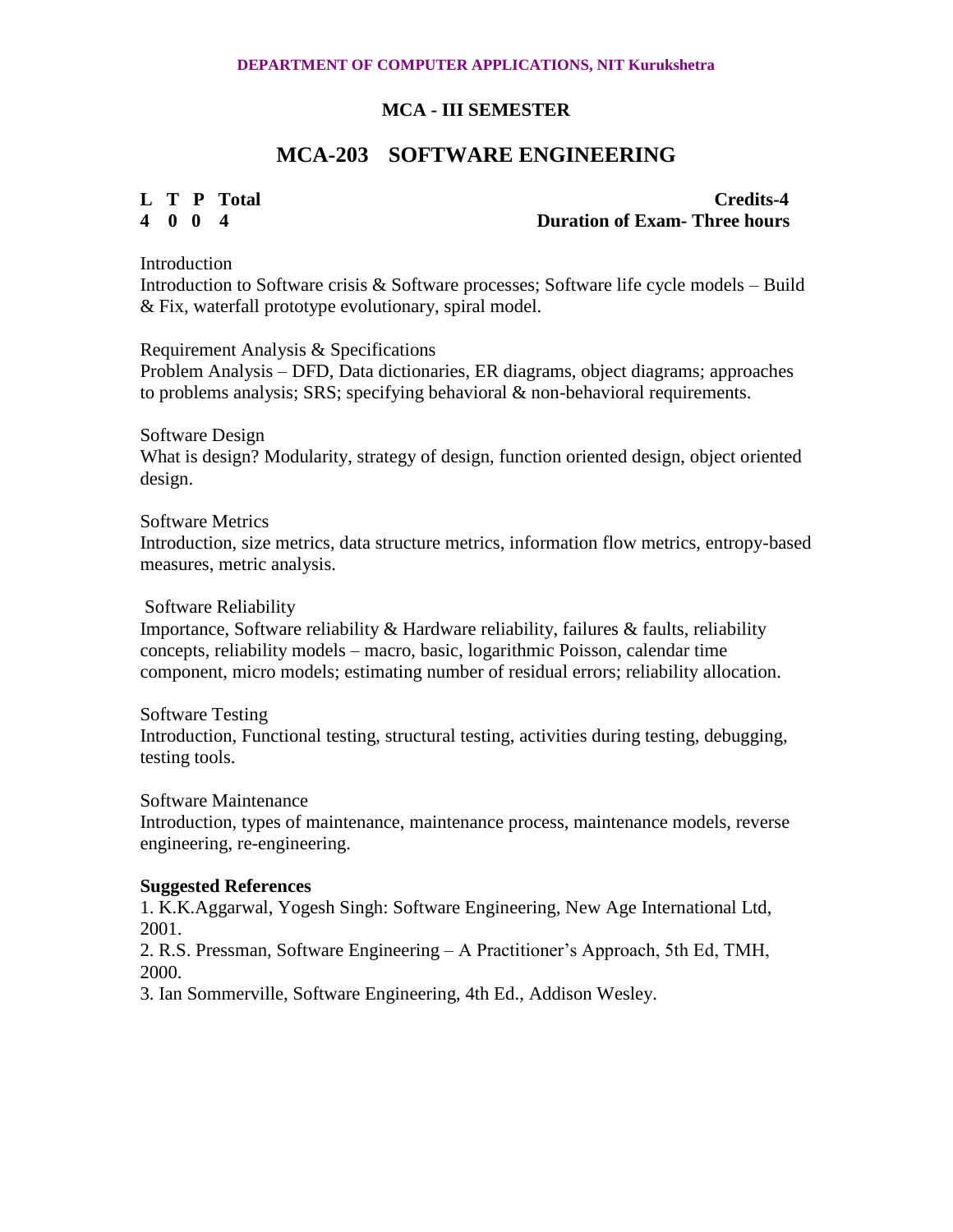**DEPARTMENT OF COMPUTER APPLICATIONS, NIT Kurukshetra**

**MCA - III SEMESTER**

# MCA-203 SOFTWARE ENGINEERING

| L | T | P | Total | |
|---|---|---|---|---|
| 4 | 0 | 0 | 4 | |

**Credits-4**
**Duration of Exam- Three hours**

Introduction
Introduction to Software crisis & Software processes; Software life cycle models – Build & Fix, waterfall prototype evolutionary, spiral model.

Requirement Analysis & Specifications
Problem Analysis – DFD, Data dictionaries, ER diagrams, object diagrams; approaches to problems analysis; SRS; specifying behavioral & non-behavioral requirements.

Software Design
What is design? Modularity, strategy of design, function oriented design, object oriented design.

Software Metrics
Introduction, size metrics, data structure metrics, information flow metrics, entropy-based measures, metric analysis.

Software Reliability
Importance, Software reliability & Hardware reliability, failures & faults, reliability concepts, reliability models – macro, basic, logarithmic Poisson, calendar time component, micro models; estimating number of residual errors; reliability allocation.

Software Testing
Introduction, Functional testing, structural testing, activities during testing, debugging, testing tools.

Software Maintenance
Introduction, types of maintenance, maintenance process, maintenance models, reverse engineering, re-engineering.

**Suggested References**

1. K.K.Aggarwal, Yogesh Singh: Software Engineering, New Age International Ltd, 2001.
2. R.S. Pressman, Software Engineering – A Practitioner's Approach, 5th Ed, TMH, 2000.
3. Ian Sommerville, Software Engineering, 4th Ed., Addison Wesley.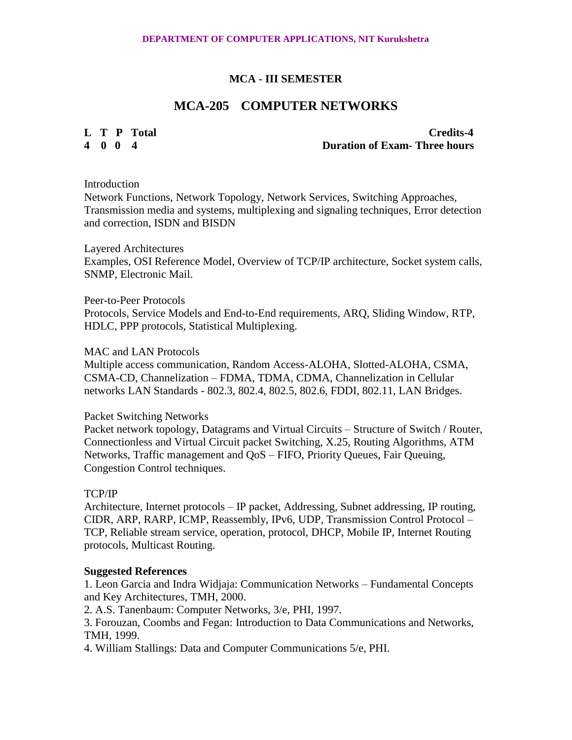## MCA - III SEMESTER

# MCA-205 COMPUTER NETWORKS

| L | T | P | Total | Credits-4 |
|---|---|---|---|---|
| 4 | 0 | 0 | 4 | Duration of Exam- Three hours |

Introduction
Network Functions, Network Topology, Network Services, Switching Approaches, Transmission media and systems, multiplexing and signaling techniques, Error detection and correction, ISDN and BISDN

Layered Architectures
Examples, OSI Reference Model, Overview of TCP/IP architecture, Socket system calls, SNMP, Electronic Mail.

Peer-to-Peer Protocols
Protocols, Service Models and End-to-End requirements, ARQ, Sliding Window, RTP, HDLC, PPP protocols, Statistical Multiplexing.

MAC and LAN Protocols
Multiple access communication, Random Access-ALOHA, Slotted-ALOHA, CSMA, CSMA-CD, Channelization – FDMA, TDMA, CDMA, Channelization in Cellular networks LAN Standards - 802.3, 802.4, 802.5, 802.6, FDDI, 802.11, LAN Bridges.

Packet Switching Networks
Packet network topology, Datagrams and Virtual Circuits – Structure of Switch / Router, Connectionless and Virtual Circuit packet Switching, X.25, Routing Algorithms, ATM Networks, Traffic management and QoS – FIFO, Priority Queues, Fair Queuing, Congestion Control techniques.

TCP/IP
Architecture, Internet protocols – IP packet, Addressing, Subnet addressing, IP routing, CIDR, ARP, RARP, ICMP, Reassembly, IPv6, UDP, Transmission Control Protocol – TCP, Reliable stream service, operation, protocol, DHCP, Mobile IP, Internet Routing protocols, Multicast Routing.

**Suggested References**

1. Leon Garcia and Indra Widjaja: Communication Networks – Fundamental Concepts and Key Architectures, TMH, 2000.
2. A.S. Tanenbaum: Computer Networks, 3/e, PHI, 1997.
3. Forouzan, Coombs and Fegan: Introduction to Data Communications and Networks, TMH, 1999.
4. William Stallings: Data and Computer Communications 5/e, PHI.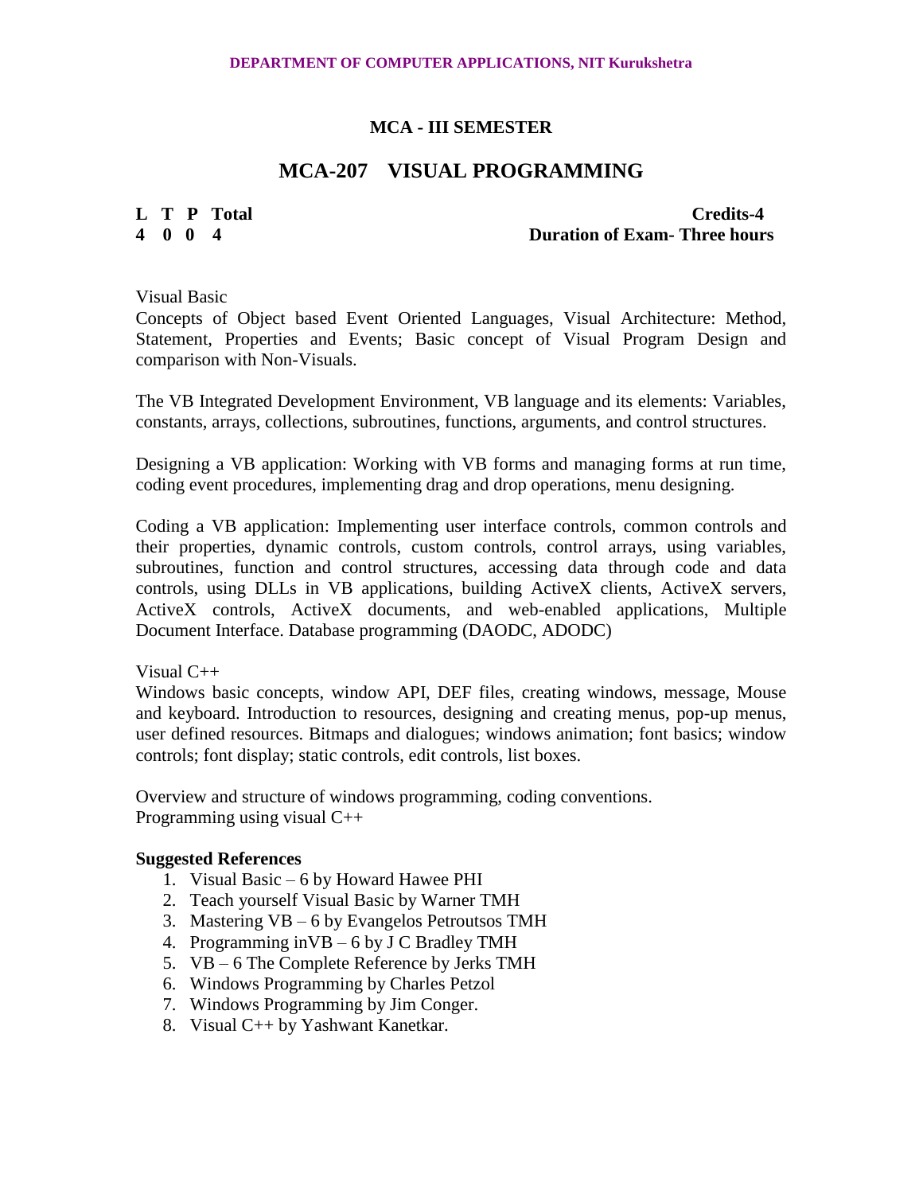## MCA - III SEMESTER

# MCA-207 VISUAL PROGRAMMING

| L | T | P | Total | Credits-4 |
|---|---|---|---|---|
| 4 | 0 | 0 | 4 | Duration of Exam- Three hours |

Visual Basic

Concepts of Object based Event Oriented Languages, Visual Architecture: Method, Statement, Properties and Events; Basic concept of Visual Program Design and comparison with Non-Visuals.

The VB Integrated Development Environment, VB language and its elements: Variables, constants, arrays, collections, subroutines, functions, arguments, and control structures.

Designing a VB application: Working with VB forms and managing forms at run time, coding event procedures, implementing drag and drop operations, menu designing.

Coding a VB application: Implementing user interface controls, common controls and their properties, dynamic controls, custom controls, control arrays, using variables, subroutines, function and control structures, accessing data through code and data controls, using DLLs in VB applications, building ActiveX clients, ActiveX servers, ActiveX controls, ActiveX documents, and web-enabled applications, Multiple Document Interface. Database programming (DAODC, ADODC)

Visual C++

Windows basic concepts, window API, DEF files, creating windows, message, Mouse and keyboard. Introduction to resources, designing and creating menus, pop-up menus, user defined resources. Bitmaps and dialogues; windows animation; font basics; window controls; font display; static controls, edit controls, list boxes.

Overview and structure of windows programming, coding conventions.
Programming using visual C++

**Suggested References**

1. Visual Basic – 6 by Howard Hawee PHI
2. Teach yourself Visual Basic by Warner TMH
3. Mastering VB – 6 by Evangelos Petroutsos TMH
4. Programming inVB – 6 by J C Bradley TMH
5. VB – 6 The Complete Reference by Jerks TMH
6. Windows Programming by Charles Petzol
7. Windows Programming by Jim Conger.
8. Visual C++ by Yashwant Kanetkar.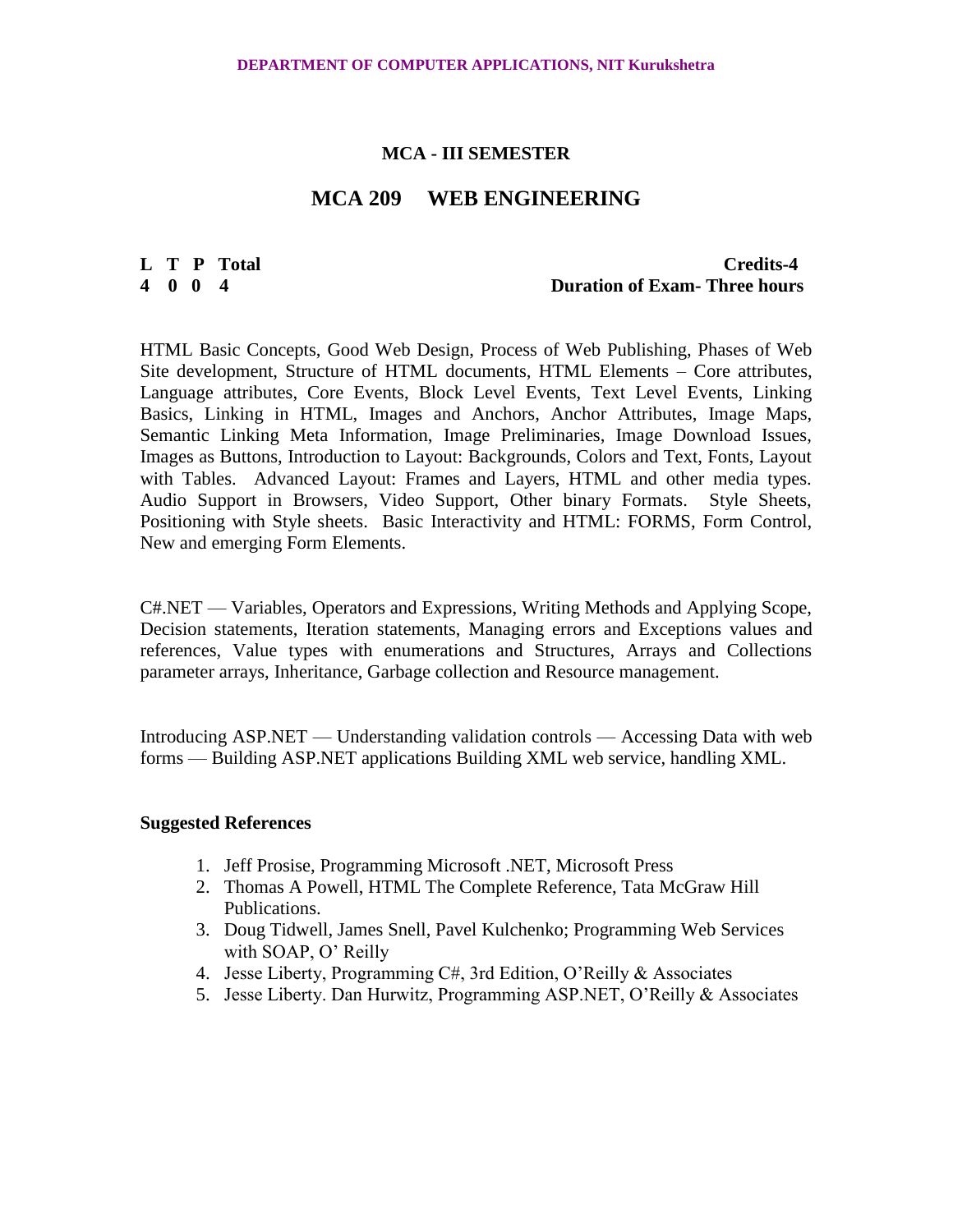## MCA - III SEMESTER

# MCA 209 WEB ENGINEERING

| L | T | P | Total | Credits-4 |
|---|---|---|---|---|
| 4 | 0 | 0 | 4 | Duration of Exam- Three hours |

HTML Basic Concepts, Good Web Design, Process of Web Publishing, Phases of Web Site development, Structure of HTML documents, HTML Elements – Core attributes, Language attributes, Core Events, Block Level Events, Text Level Events, Linking Basics, Linking in HTML, Images and Anchors, Anchor Attributes, Image Maps, Semantic Linking Meta Information, Image Preliminaries, Image Download Issues, Images as Buttons, Introduction to Layout: Backgrounds, Colors and Text, Fonts, Layout with Tables. Advanced Layout: Frames and Layers, HTML and other media types. Audio Support in Browsers, Video Support, Other binary Formats. Style Sheets, Positioning with Style sheets. Basic Interactivity and HTML: FORMS, Form Control, New and emerging Form Elements.

C#.NET — Variables, Operators and Expressions, Writing Methods and Applying Scope, Decision statements, Iteration statements, Managing errors and Exceptions values and references, Value types with enumerations and Structures, Arrays and Collections parameter arrays, Inheritance, Garbage collection and Resource management.

Introducing ASP.NET — Understanding validation controls — Accessing Data with web forms — Building ASP.NET applications Building XML web service, handling XML.

**Suggested References**

1. Jeff Prosise, Programming Microsoft .NET, Microsoft Press
2. Thomas A Powell, HTML The Complete Reference, Tata McGraw Hill Publications.
3. Doug Tidwell, James Snell, Pavel Kulchenko; Programming Web Services with SOAP, O' Reilly
4. Jesse Liberty, Programming C#, 3rd Edition, O'Reilly & Associates
5. Jesse Liberty. Dan Hurwitz, Programming ASP.NET, O'Reilly & Associates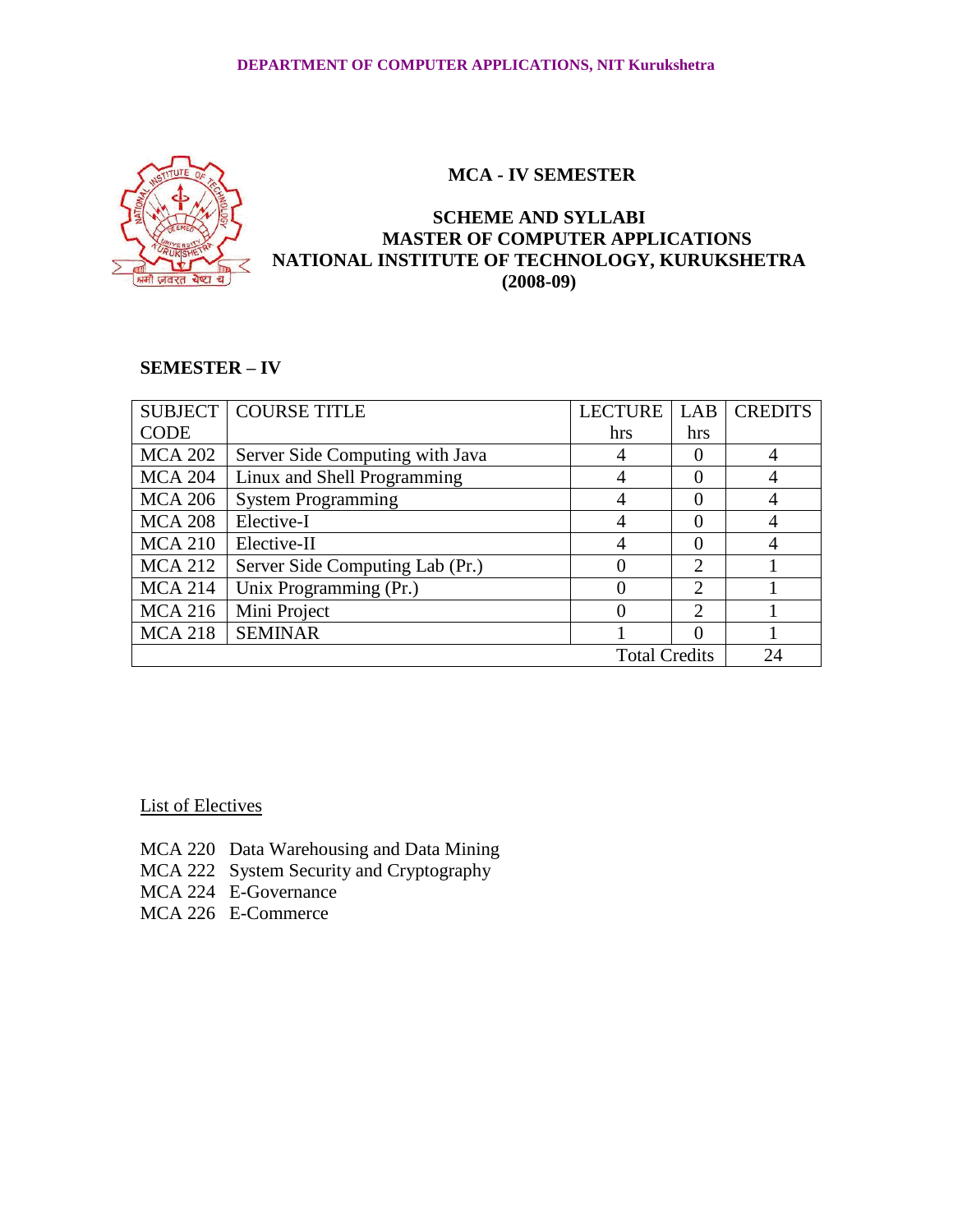# MCA - IV SEMESTER

## SCHEME AND SYLLABI
## MASTER OF COMPUTER APPLICATIONS
## NATIONAL INSTITUTE OF TECHNOLOGY, KURUKSHETRA
## (2008-09)

### SEMESTER – IV

| SUBJECT CODE | COURSE TITLE | LECTURE hrs | LAB hrs | CREDITS |
|---|---|---|---|---|
| MCA 202 | Server Side Computing with Java | 4 | 0 | 4 |
| MCA 204 | Linux and Shell Programming | 4 | 0 | 4 |
| MCA 206 | System Programming | 4 | 0 | 4 |
| MCA 208 | Elective-I | 4 | 0 | 4 |
| MCA 210 | Elective-II | 4 | 0 | 4 |
| MCA 212 | Server Side Computing Lab (Pr.) | 0 | 2 | 1 |
| MCA 214 | Unix Programming (Pr.) | 0 | 2 | 1 |
| MCA 216 | Mini Project | 0 | 2 | 1 |
| MCA 218 | SEMINAR | 1 | 0 | 1 |
| | | | Total Credits | 24 |

List of Electives

MCA 220 Data Warehousing and Data Mining
MCA 222 System Security and Cryptography
MCA 224 E-Governance
MCA 226 E-Commerce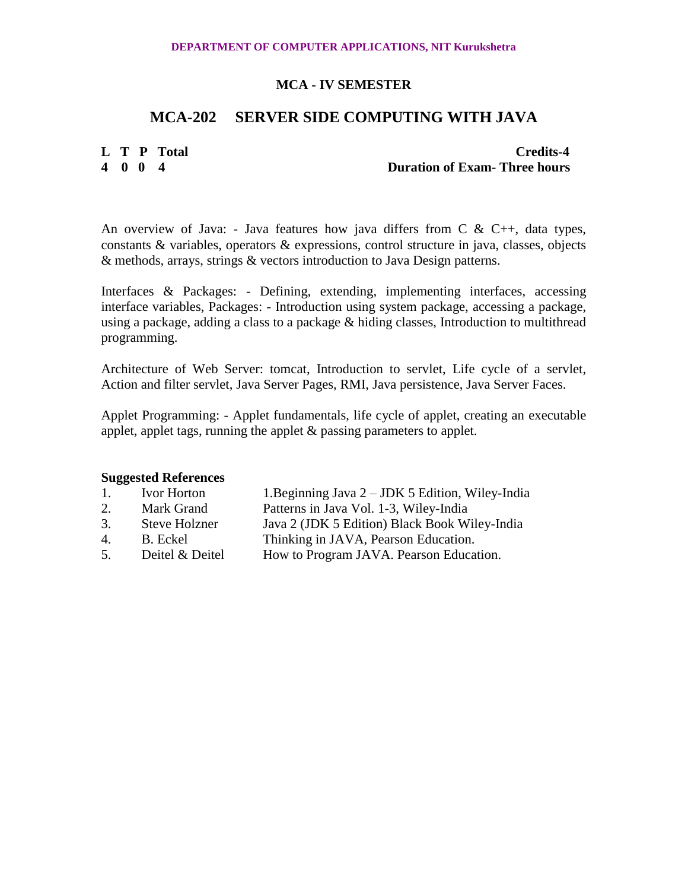## MCA - IV SEMESTER

## MCA-202 SERVER SIDE COMPUTING WITH JAVA

| L | T | P | Total | Credits-4 |
|---|---|---|---|---|
| 4 | 0 | 0 | 4 | Duration of Exam- Three hours |

An overview of Java: - Java features how java differs from C & C++, data types, constants & variables, operators & expressions, control structure in java, classes, objects & methods, arrays, strings & vectors introduction to Java Design patterns.

Interfaces & Packages: - Defining, extending, implementing interfaces, accessing interface variables, Packages: - Introduction using system package, accessing a package, using a package, adding a class to a package & hiding classes, Introduction to multithread programming.

Architecture of Web Server: tomcat, Introduction to servlet, Life cycle of a servlet, Action and filter servlet, Java Server Pages, RMI, Java persistence, Java Server Faces.

Applet Programming: - Applet fundamentals, life cycle of applet, creating an executable applet, applet tags, running the applet & passing parameters to applet.

**Suggested References**

| | | |
|---|---|---|
| 1. | Ivor Horton | 1.Beginning Java 2 – JDK 5 Edition, Wiley-India |
| 2. | Mark Grand | Patterns in Java Vol. 1-3, Wiley-India |
| 3. | Steve Holzner | Java 2 (JDK 5 Edition) Black Book Wiley-India |
| 4. | B. Eckel | Thinking in JAVA, Pearson Education. |
| 5. | Deitel & Deitel | How to Program JAVA. Pearson Education. |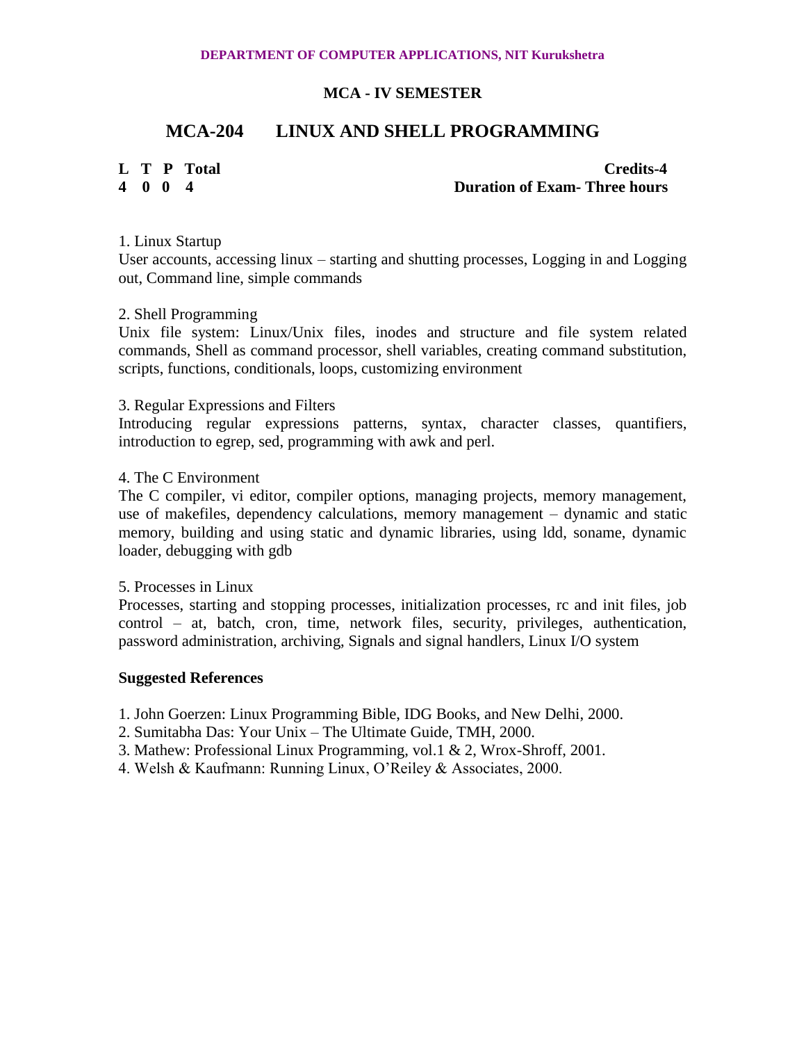**DEPARTMENT OF COMPUTER APPLICATIONS, NIT Kurukshetra**

## MCA - IV SEMESTER

# MCA-204 LINUX AND SHELL PROGRAMMING

| L | T | P | Total | Credits-4 |
|---|---|---|---|---|
| 4 | 0 | 0 | 4 | Duration of Exam- Three hours |

1. Linux Startup
User accounts, accessing linux – starting and shutting processes, Logging in and Logging out, Command line, simple commands

2. Shell Programming
Unix file system: Linux/Unix files, inodes and structure and file system related commands, Shell as command processor, shell variables, creating command substitution, scripts, functions, conditionals, loops, customizing environment

3. Regular Expressions and Filters
Introducing regular expressions patterns, syntax, character classes, quantifiers, introduction to egrep, sed, programming with awk and perl.

4. The C Environment
The C compiler, vi editor, compiler options, managing projects, memory management, use of makefiles, dependency calculations, memory management – dynamic and static memory, building and using static and dynamic libraries, using ldd, soname, dynamic loader, debugging with gdb

5. Processes in Linux
Processes, starting and stopping processes, initialization processes, rc and init files, job control – at, batch, cron, time, network files, security, privileges, authentication, password administration, archiving, Signals and signal handlers, Linux I/O system

**Suggested References**

1. John Goerzen: Linux Programming Bible, IDG Books, and New Delhi, 2000.
2. Sumitabha Das: Your Unix – The Ultimate Guide, TMH, 2000.
3. Mathew: Professional Linux Programming, vol.1 & 2, Wrox-Shroff, 2001.
4. Welsh & Kaufmann: Running Linux, O'Reiley & Associates, 2000.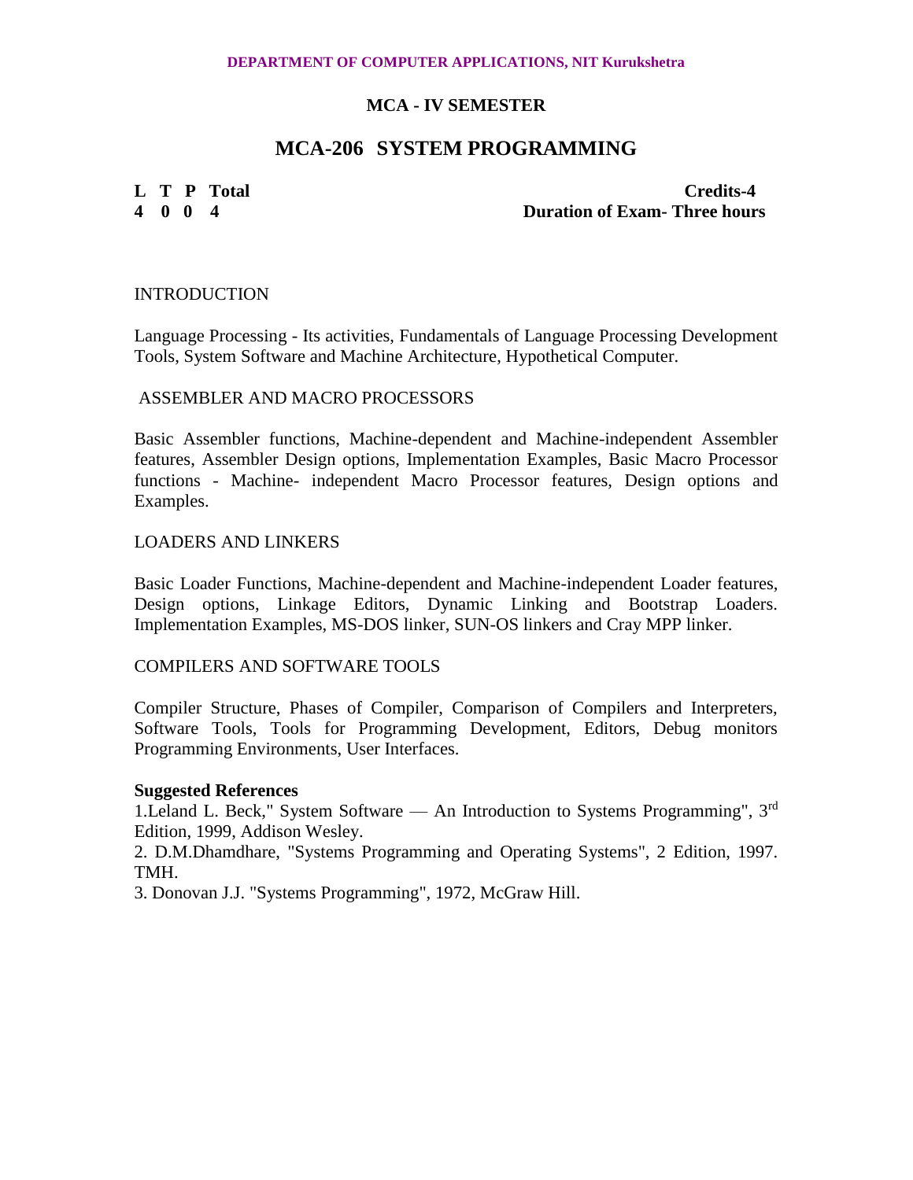DEPARTMENT OF COMPUTER APPLICATIONS, NIT Kurukshetra

## MCA - IV SEMESTER

# MCA-206 SYSTEM PROGRAMMING

| L | T | P | Total | Credits-4 |
|---|---|---|---|---|
| 4 | 0 | 0 | 4 | Duration of Exam- Three hours |

INTRODUCTION

Language Processing - Its activities, Fundamentals of Language Processing Development Tools, System Software and Machine Architecture, Hypothetical Computer.

ASSEMBLER AND MACRO PROCESSORS

Basic Assembler functions, Machine-dependent and Machine-independent Assembler features, Assembler Design options, Implementation Examples, Basic Macro Processor functions - Machine- independent Macro Processor features, Design options and Examples.

LOADERS AND LINKERS

Basic Loader Functions, Machine-dependent and Machine-independent Loader features, Design options, Linkage Editors, Dynamic Linking and Bootstrap Loaders. Implementation Examples, MS-DOS linker, SUN-OS linkers and Cray MPP linker.

COMPILERS AND SOFTWARE TOOLS

Compiler Structure, Phases of Compiler, Comparison of Compilers and Interpreters, Software Tools, Tools for Programming Development, Editors, Debug monitors Programming Environments, User Interfaces.

**Suggested References**

1.Leland L. Beck," System Software — An Introduction to Systems Programming", 3rd Edition, 1999, Addison Wesley.

2. D.M.Dhamdhare, "Systems Programming and Operating Systems", 2 Edition, 1997. TMH.

3. Donovan J.J. "Systems Programming", 1972, McGraw Hill.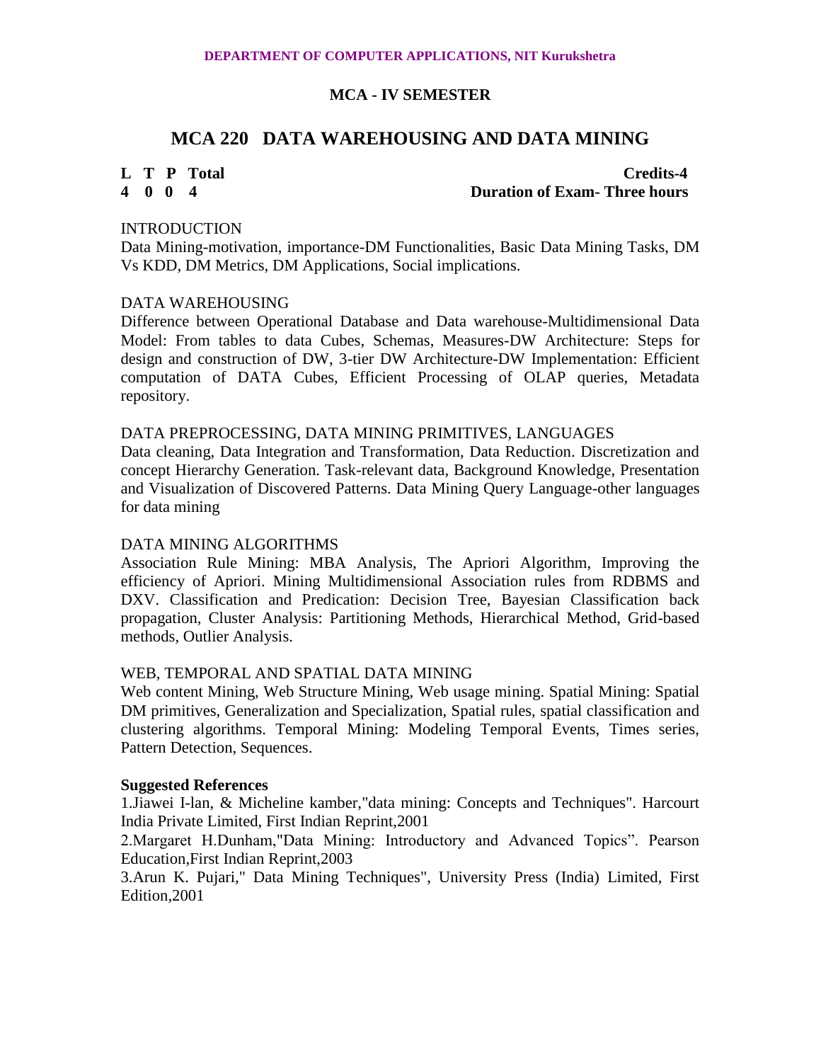DEPARTMENT OF COMPUTER APPLICATIONS, NIT Kurukshetra

## MCA - IV SEMESTER

# MCA 220 DATA WAREHOUSING AND DATA MINING

| L | T | P | Total | Credits-4 |
|---|---|---|---|---|
| 4 | 0 | 0 | 4 | Duration of Exam- Three hours |

INTRODUCTION

Data Mining-motivation, importance-DM Functionalities, Basic Data Mining Tasks, DM Vs KDD, DM Metrics, DM Applications, Social implications.

DATA WAREHOUSING

Difference between Operational Database and Data warehouse-Multidimensional Data Model: From tables to data Cubes, Schemas, Measures-DW Architecture: Steps for design and construction of DW, 3-tier DW Architecture-DW Implementation: Efficient computation of DATA Cubes, Efficient Processing of OLAP queries, Metadata repository.

DATA PREPROCESSING, DATA MINING PRIMITIVES, LANGUAGES

Data cleaning, Data Integration and Transformation, Data Reduction. Discretization and concept Hierarchy Generation. Task-relevant data, Background Knowledge, Presentation and Visualization of Discovered Patterns. Data Mining Query Language-other languages for data mining

DATA MINING ALGORITHMS

Association Rule Mining: MBA Analysis, The Apriori Algorithm, Improving the efficiency of Apriori. Mining Multidimensional Association rules from RDBMS and DXV. Classification and Predication: Decision Tree, Bayesian Classification back propagation, Cluster Analysis: Partitioning Methods, Hierarchical Method, Grid-based methods, Outlier Analysis.

WEB, TEMPORAL AND SPATIAL DATA MINING

Web content Mining, Web Structure Mining, Web usage mining. Spatial Mining: Spatial DM primitives, Generalization and Specialization, Spatial rules, spatial classification and clustering algorithms. Temporal Mining: Modeling Temporal Events, Times series, Pattern Detection, Sequences.

**Suggested References**

1.Jiawei I-lan, & Micheline kamber,"data mining: Concepts and Techniques". Harcourt India Private Limited, First Indian Reprint,2001

2.Margaret H.Dunham,"Data Mining: Introductory and Advanced Topics". Pearson Education,First Indian Reprint,2003

3.Arun K. Pujari," Data Mining Techniques", University Press (India) Limited, First Edition,2001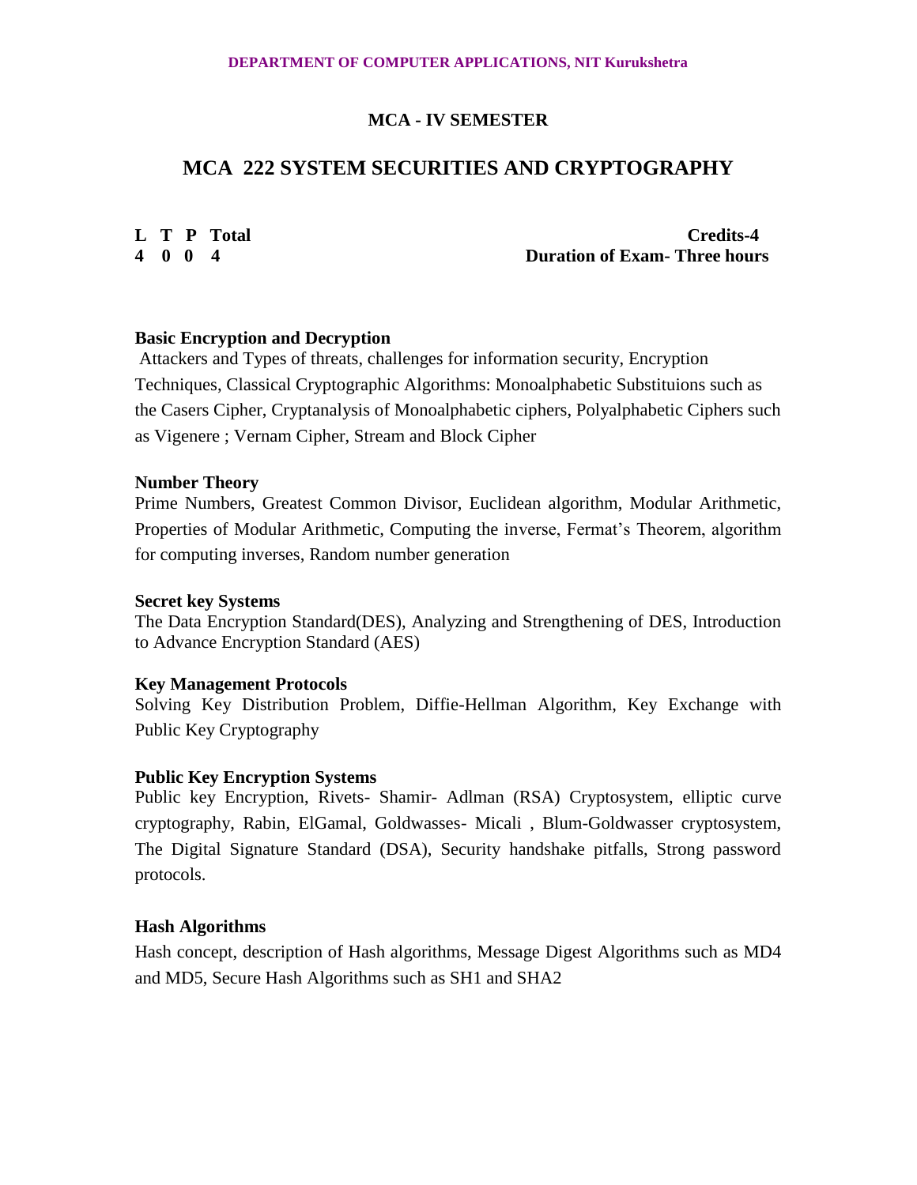**DEPARTMENT OF COMPUTER APPLICATIONS, NIT Kurukshetra**

### MCA - IV SEMESTER

## MCA 222 SYSTEM SECURITIES AND CRYPTOGRAPHY

| L | T | P | Total | |
|---|---|---|---|---|
| 4 | 0 | 0 | 4 | |

**Credits-4**
**Duration of Exam- Three hours**

**Basic Encryption and Decryption**

Attackers and Types of threats, challenges for information security, Encryption Techniques, Classical Cryptographic Algorithms: Monoalphabetic Substituions such as the Casers Cipher, Cryptanalysis of Monoalphabetic ciphers, Polyalphabetic Ciphers such as Vigenere ; Vernam Cipher, Stream and Block Cipher

**Number Theory**

Prime Numbers, Greatest Common Divisor, Euclidean algorithm, Modular Arithmetic, Properties of Modular Arithmetic, Computing the inverse, Fermat's Theorem, algorithm for computing inverses, Random number generation

**Secret key Systems**

The Data Encryption Standard(DES), Analyzing and Strengthening of DES, Introduction to Advance Encryption Standard (AES)

**Key Management Protocols**

Solving Key Distribution Problem, Diffie-Hellman Algorithm, Key Exchange with Public Key Cryptography

**Public Key Encryption Systems**

Public key Encryption, Rivets- Shamir- Adlman (RSA) Cryptosystem, elliptic curve cryptography, Rabin, ElGamal, Goldwasses- Micali , Blum-Goldwasser cryptosystem, The Digital Signature Standard (DSA), Security handshake pitfalls, Strong password protocols.

**Hash Algorithms**

Hash concept, description of Hash algorithms, Message Digest Algorithms such as MD4 and MD5, Secure Hash Algorithms such as SH1 and SHA2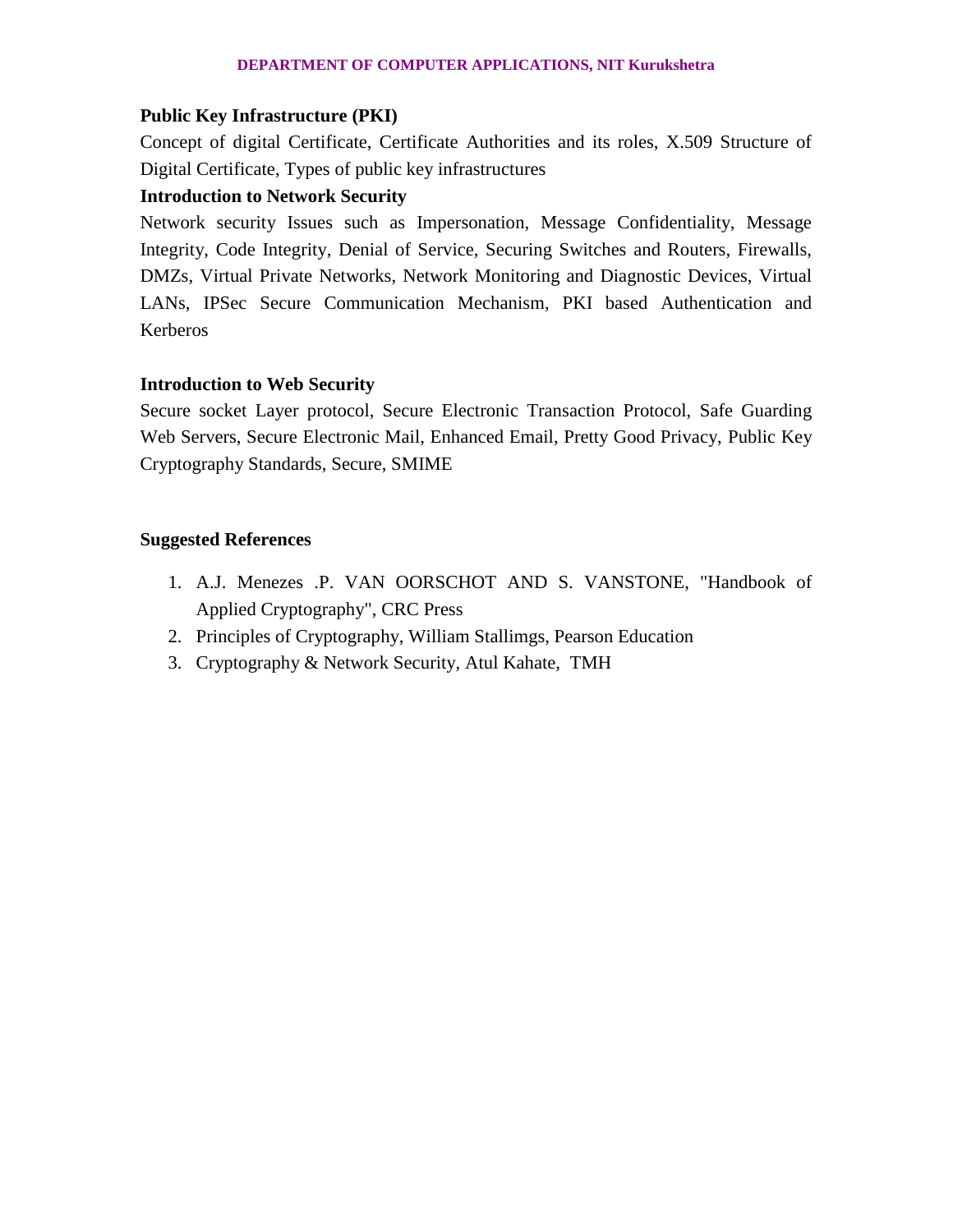**Public Key Infrastructure (PKI)**

Concept of digital Certificate, Certificate Authorities and its roles, X.509 Structure of Digital Certificate, Types of public key infrastructures

**Introduction to Network Security**

Network security Issues such as Impersonation, Message Confidentiality, Message Integrity, Code Integrity, Denial of Service, Securing Switches and Routers, Firewalls, DMZs, Virtual Private Networks, Network Monitoring and Diagnostic Devices, Virtual LANs, IPSec Secure Communication Mechanism, PKI based Authentication and Kerberos

**Introduction to Web Security**

Secure socket Layer protocol, Secure Electronic Transaction Protocol, Safe Guarding Web Servers, Secure Electronic Mail, Enhanced Email, Pretty Good Privacy, Public Key Cryptography Standards, Secure, SMIME

**Suggested References**

1. A.J. Menezes .P. VAN OORSCHOT AND S. VANSTONE, "Handbook of Applied Cryptography", CRC Press
2. Principles of Cryptography, William Stallimgs, Pearson Education
3. Cryptography & Network Security, Atul Kahate, TMH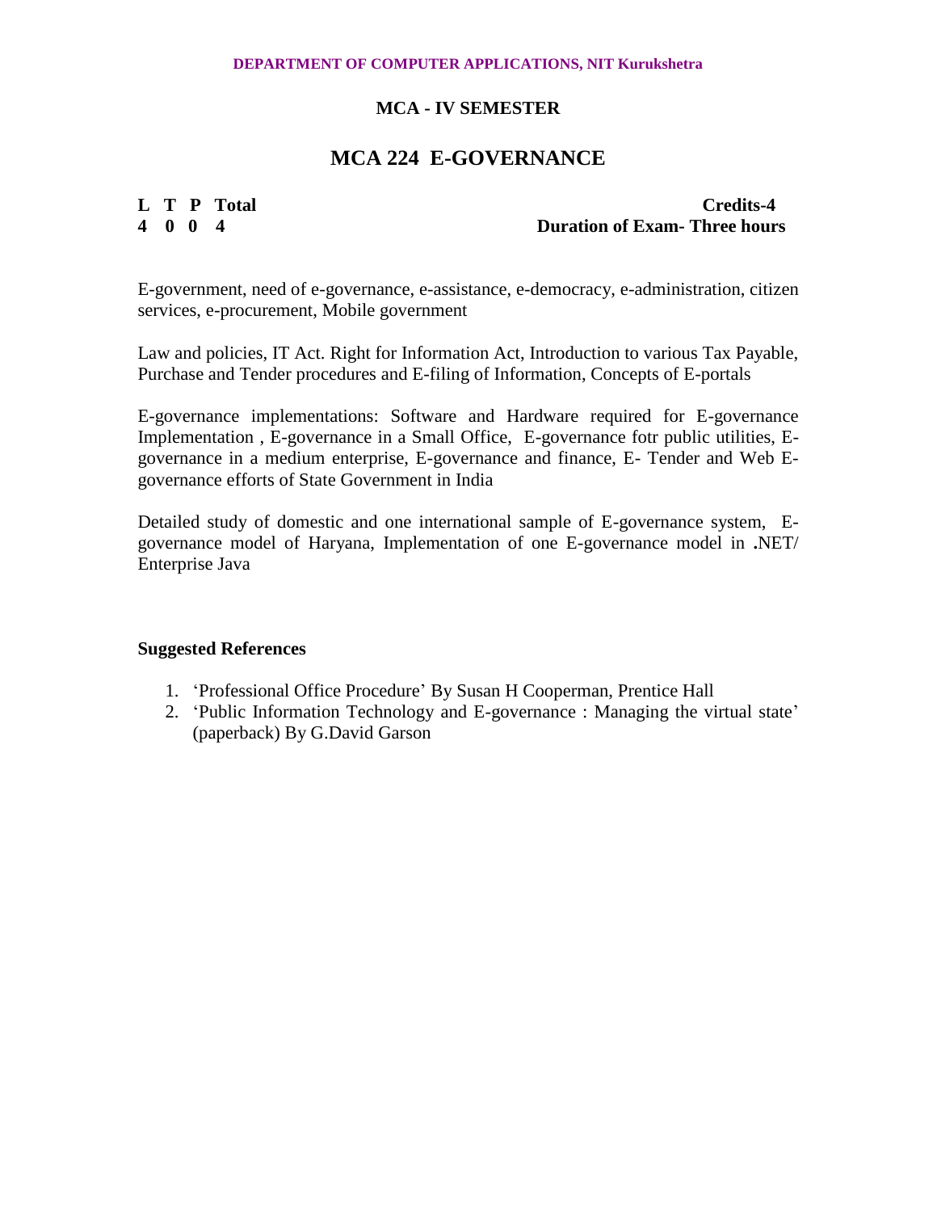**DEPARTMENT OF COMPUTER APPLICATIONS, NIT Kurukshetra**

**MCA - IV SEMESTER**

# MCA 224 E-GOVERNANCE

| L | T | P | Total | Credits-4 |
|---|---|---|---|---|
| 4 | 0 | 0 | 4 | Duration of Exam- Three hours |

E-government, need of e-governance, e-assistance, e-democracy, e-administration, citizen services, e-procurement, Mobile government

Law and policies, IT Act. Right for Information Act, Introduction to various Tax Payable, Purchase and Tender procedures and E-filing of Information, Concepts of E-portals

E-governance implementations: Software and Hardware required for E-governance Implementation , E-governance in a Small Office, E-governance fotr public utilities, E-governance in a medium enterprise, E-governance and finance, E- Tender and Web E-governance efforts of State Government in India

Detailed study of domestic and one international sample of E-governance system, E-governance model of Haryana, Implementation of one E-governance model in .NET/ Enterprise Java

**Suggested References**

1. 'Professional Office Procedure' By Susan H Cooperman, Prentice Hall
2. 'Public Information Technology and E-governance : Managing the virtual state' (paperback) By G.David Garson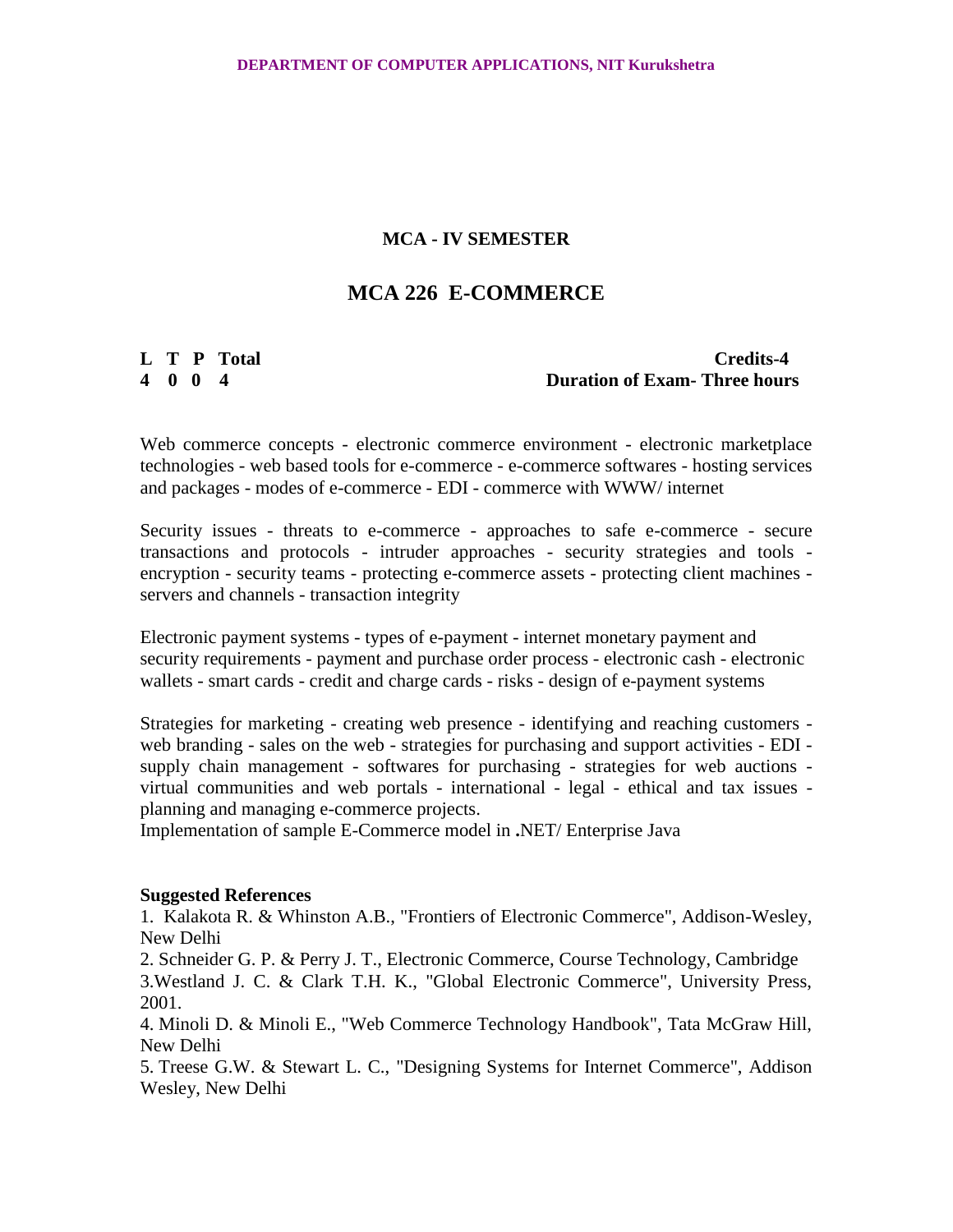## MCA - IV SEMESTER

# MCA 226 E-COMMERCE

| L | T | P | Total | Credits-4 |
|---|---|---|---|---|
| 4 | 0 | 0 | 4 | Duration of Exam- Three hours |

Web commerce concepts - electronic commerce environment - electronic marketplace technologies - web based tools for e-commerce - e-commerce softwares - hosting services and packages - modes of e-commerce - EDI - commerce with WWW/ internet

Security issues - threats to e-commerce - approaches to safe e-commerce - secure transactions and protocols - intruder approaches - security strategies and tools - encryption - security teams - protecting e-commerce assets - protecting client machines - servers and channels - transaction integrity

Electronic payment systems - types of e-payment - internet monetary payment and security requirements - payment and purchase order process - electronic cash - electronic wallets - smart cards - credit and charge cards - risks - design of e-payment systems

Strategies for marketing - creating web presence - identifying and reaching customers - web branding - sales on the web - strategies for purchasing and support activities - EDI - supply chain management - softwares for purchasing - strategies for web auctions - virtual communities and web portals - international - legal - ethical and tax issues - planning and managing e-commerce projects.

Implementation of sample E-Commerce model in **.**NET/ Enterprise Java

**Suggested References**

1. Kalakota R. & Whinston A.B., "Frontiers of Electronic Commerce", Addison-Wesley, New Delhi
2. Schneider G. P. & Perry J. T., Electronic Commerce, Course Technology, Cambridge
3. Westland J. C. & Clark T.H. K., "Global Electronic Commerce", University Press, 2001.
4. Minoli D. & Minoli E., "Web Commerce Technology Handbook", Tata McGraw Hill, New Delhi
5. Treese G.W. & Stewart L. C., "Designing Systems for Internet Commerce", Addison Wesley, New Delhi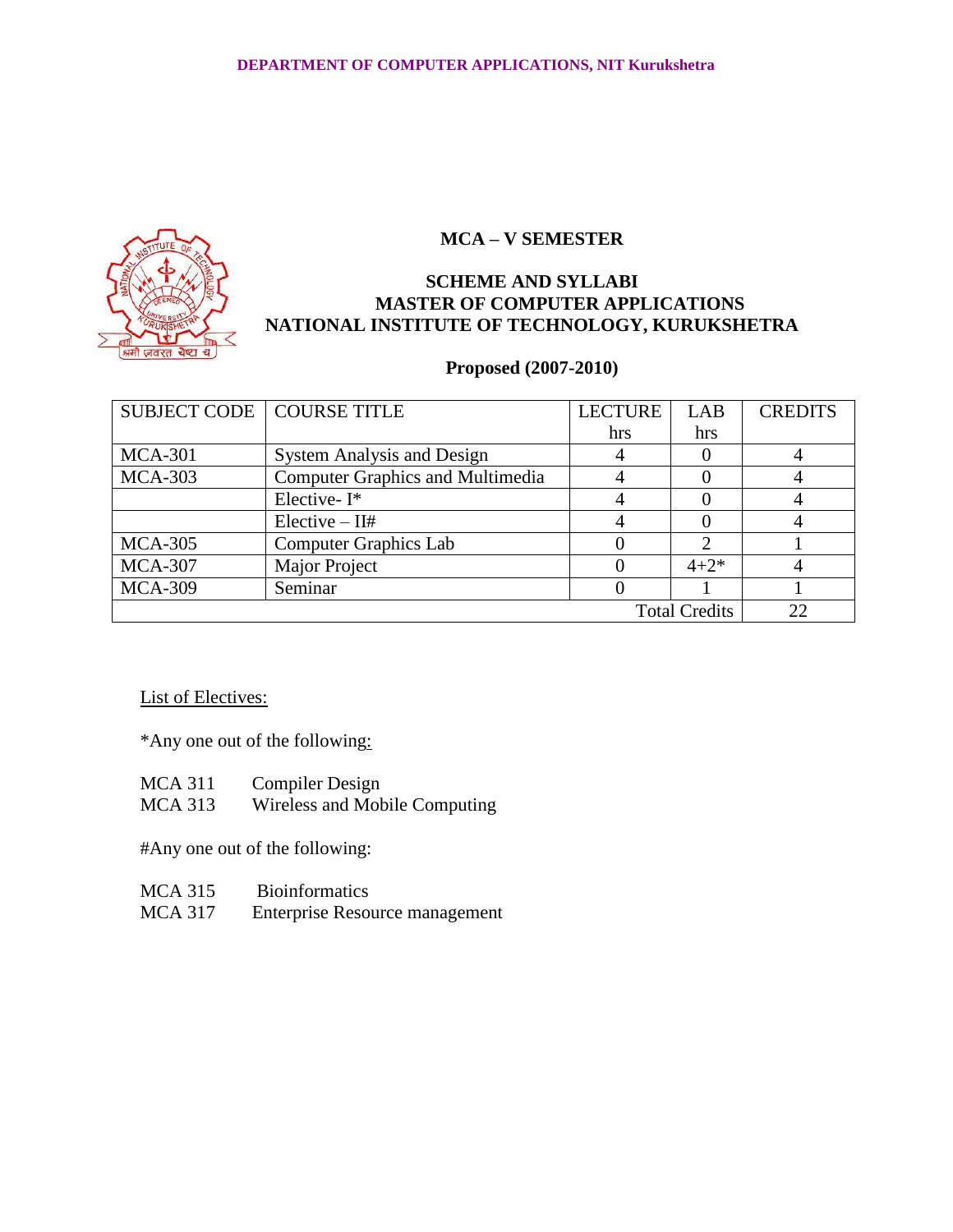## MCA – V SEMESTER

### SCHEME AND SYLLABI
### MASTER OF COMPUTER APPLICATIONS
### NATIONAL INSTITUTE OF TECHNOLOGY, KURUKSHETRA

**Proposed (2007-2010)**

| SUBJECT CODE | COURSE TITLE | LECTURE hrs | LAB hrs | CREDITS |
|---|---|---|---|---|
| MCA-301 | System Analysis and Design | 4 | 0 | 4 |
| MCA-303 | Computer Graphics and Multimedia | 4 | 0 | 4 |
| | Elective- I* | 4 | 0 | 4 |
| | Elective – II# | 4 | 0 | 4 |
| MCA-305 | Computer Graphics Lab | 0 | 2 | 1 |
| MCA-307 | Major Project | 0 | 4+2* | 4 |
| MCA-309 | Seminar | 0 | 1 | 1 |
| | | | Total Credits | 22 |

List of Electives:

*Any one out of the following:

MCA 311 Compiler Design
MCA 313 Wireless and Mobile Computing

#Any one out of the following:

MCA 315 Bioinformatics
MCA 317 Enterprise Resource management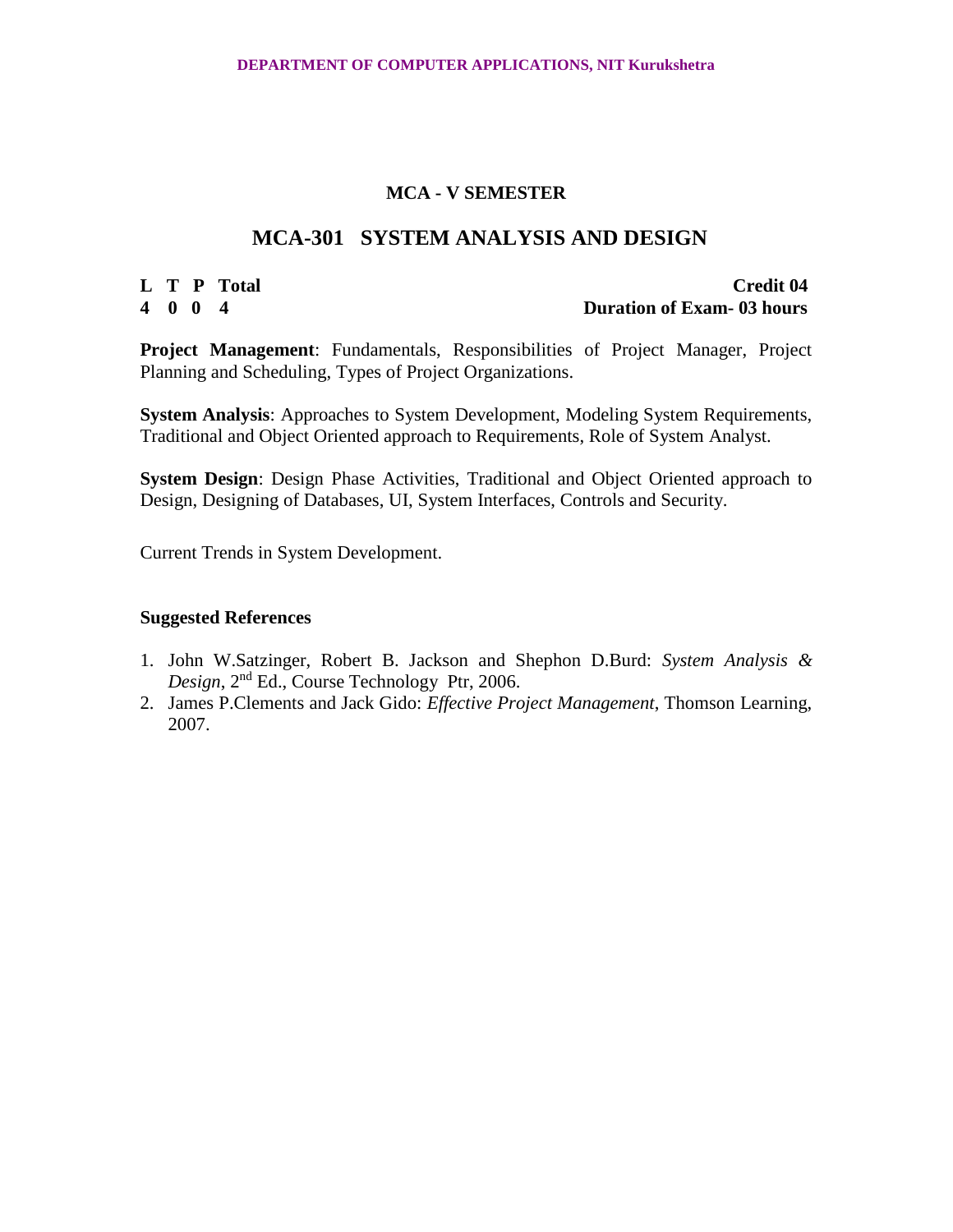## MCA - V SEMESTER

# MCA-301 SYSTEM ANALYSIS AND DESIGN

| L | T | P | Total | Credit 04 |
|---|---|---|---|---|
| 4 | 0 | 0 | 4 | Duration of Exam- 03 hours |

**Project Management**: Fundamentals, Responsibilities of Project Manager, Project Planning and Scheduling, Types of Project Organizations.

**System Analysis**: Approaches to System Development, Modeling System Requirements, Traditional and Object Oriented approach to Requirements, Role of System Analyst.

**System Design**: Design Phase Activities, Traditional and Object Oriented approach to Design, Designing of Databases, UI, System Interfaces, Controls and Security.

Current Trends in System Development.

### Suggested References

1. John W.Satzinger, Robert B. Jackson and Shephon D.Burd: *System Analysis & Design*, 2nd Ed., Course Technology Ptr, 2006.
2. James P.Clements and Jack Gido: *Effective Project Management*, Thomson Learning, 2007.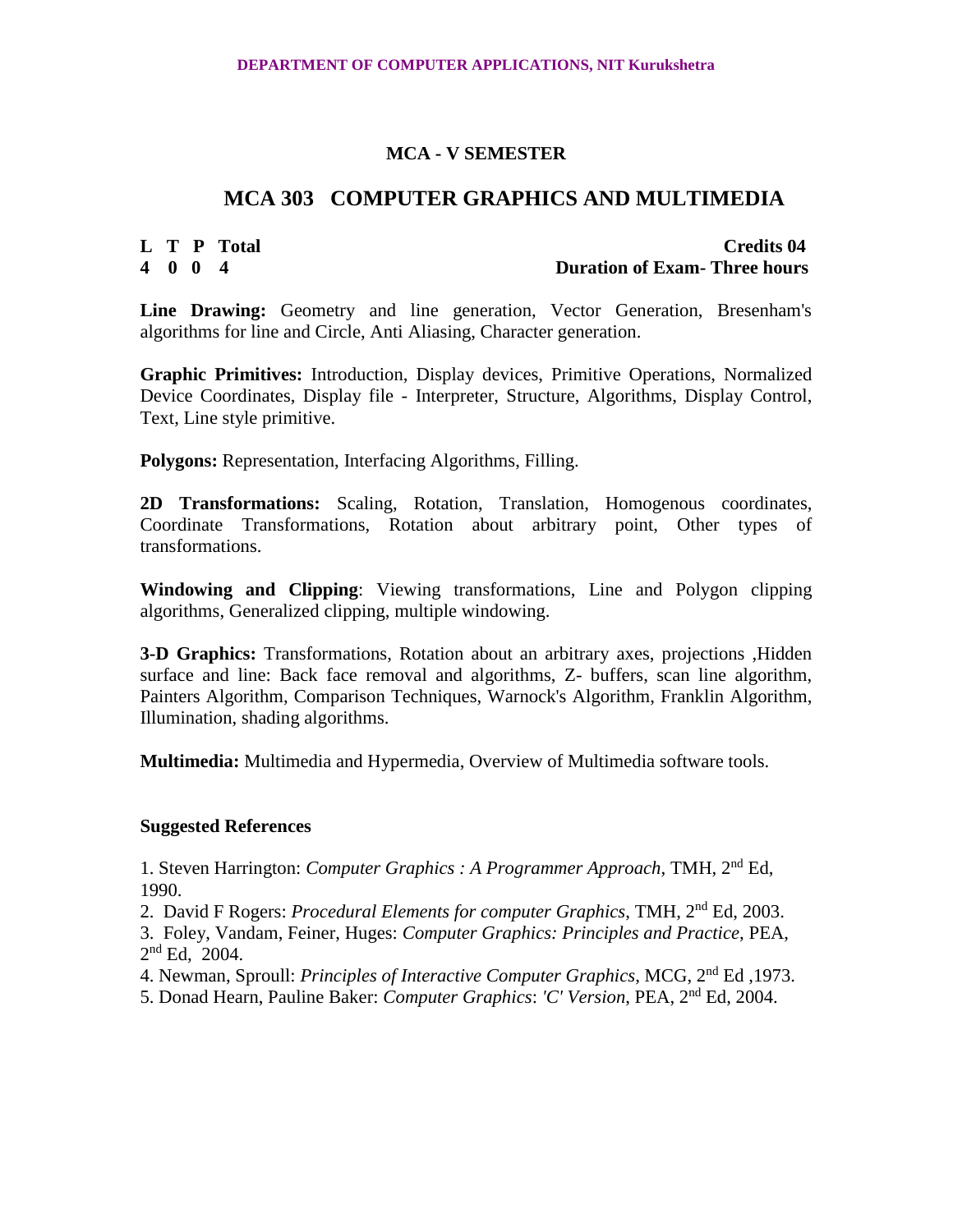## MCA - V SEMESTER

# MCA 303 COMPUTER GRAPHICS AND MULTIMEDIA

| L | T | P | Total | Credits 04 |
|---|---|---|---|---|
| 4 | 0 | 0 | 4 | Duration of Exam- Three hours |

**Line Drawing:** Geometry and line generation, Vector Generation, Bresenham's algorithms for line and Circle, Anti Aliasing, Character generation.

**Graphic Primitives:** Introduction, Display devices, Primitive Operations, Normalized Device Coordinates, Display file - Interpreter, Structure, Algorithms, Display Control, Text, Line style primitive.

**Polygons:** Representation, Interfacing Algorithms, Filling.

**2D Transformations:** Scaling, Rotation, Translation, Homogenous coordinates, Coordinate Transformations, Rotation about arbitrary point, Other types of transformations.

**Windowing and Clipping**: Viewing transformations, Line and Polygon clipping algorithms, Generalized clipping, multiple windowing.

**3-D Graphics:** Transformations, Rotation about an arbitrary axes, projections ,Hidden surface and line: Back face removal and algorithms, Z- buffers, scan line algorithm, Painters Algorithm, Comparison Techniques, Warnock's Algorithm, Franklin Algorithm, Illumination, shading algorithms.

**Multimedia:** Multimedia and Hypermedia, Overview of Multimedia software tools.

**Suggested References**

1. Steven Harrington: *Computer Graphics : A Programmer Approach*, TMH, 2nd Ed, 1990.
2. David F Rogers: *Procedural Elements for computer Graphics*, TMH, 2nd Ed, 2003.
3. Foley, Vandam, Feiner, Huges: *Computer Graphics: Principles and Practice*, PEA, 2nd Ed, 2004.
4. Newman, Sproull: *Principles of Interactive Computer Graphics*, MCG, 2nd Ed ,1973.
5. Donad Hearn, Pauline Baker: *Computer Graphics*: *'C' Version*, PEA, 2nd Ed, 2004.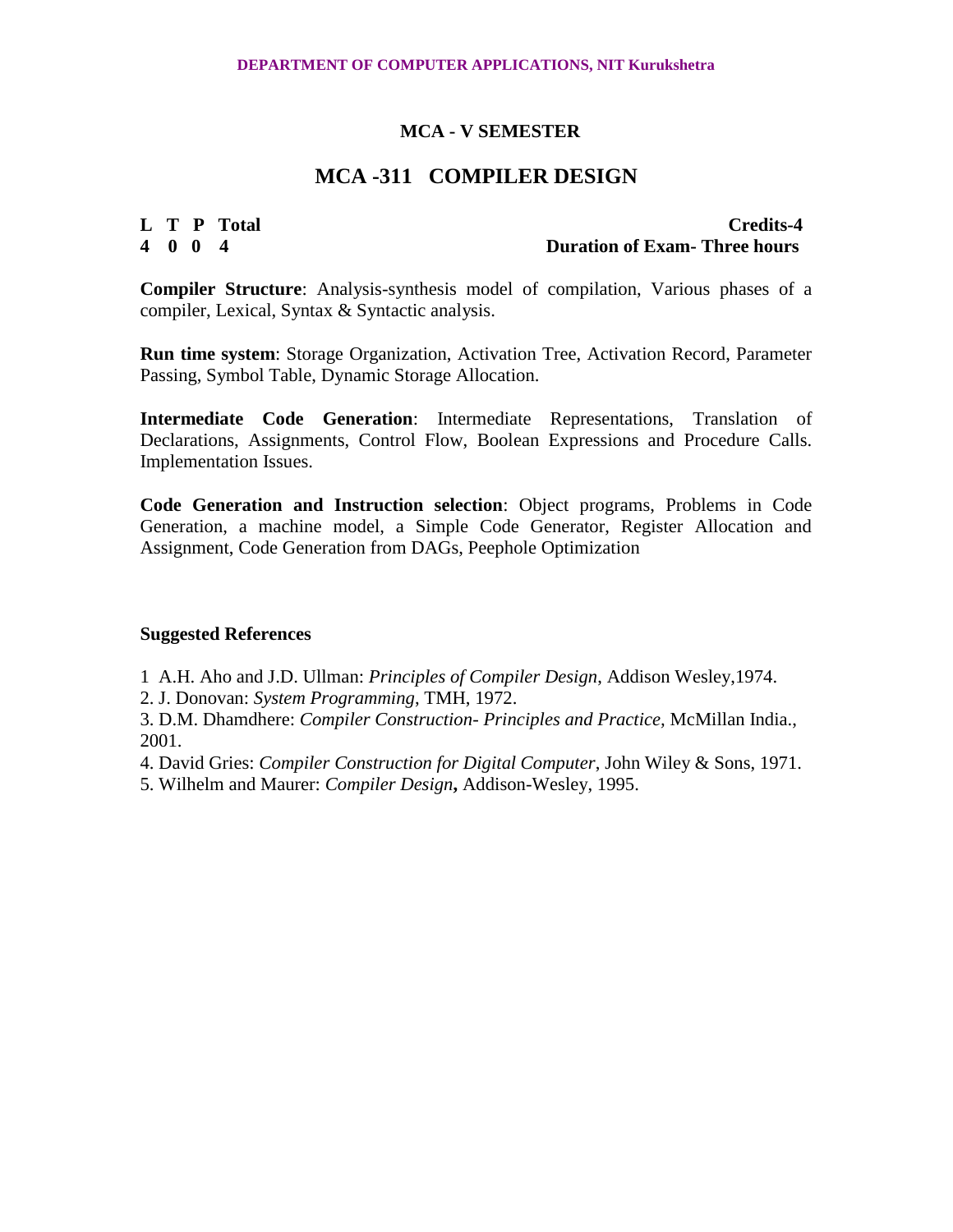**DEPARTMENT OF COMPUTER APPLICATIONS, NIT Kurukshetra**

### MCA - V SEMESTER

## MCA -311 COMPILER DESIGN

| L | T | P | Total | Credits-4 |
|---|---|---|---|---|
| 4 | 0 | 0 | 4 | Duration of Exam- Three hours |

**Compiler Structure**: Analysis-synthesis model of compilation, Various phases of a compiler, Lexical, Syntax & Syntactic analysis.

**Run time system**: Storage Organization, Activation Tree, Activation Record, Parameter Passing, Symbol Table, Dynamic Storage Allocation.

**Intermediate Code Generation**: Intermediate Representations, Translation of Declarations, Assignments, Control Flow, Boolean Expressions and Procedure Calls. Implementation Issues.

**Code Generation and Instruction selection**: Object programs, Problems in Code Generation, a machine model, a Simple Code Generator, Register Allocation and Assignment, Code Generation from DAGs, Peephole Optimization

**Suggested References**

1 A.H. Aho and J.D. Ullman: *Principles of Compiler Design*, Addison Wesley,1974.
2. J. Donovan: *System Programming*, TMH, 1972.
3. D.M. Dhamdhere: *Compiler Construction- Principles and Practice,* McMillan India., 2001.
4. David Gries: *Compiler Construction for Digital Computer*, John Wiley & Sons, 1971.
5. Wilhelm and Maurer: *Compiler Design***,** Addison-Wesley, 1995.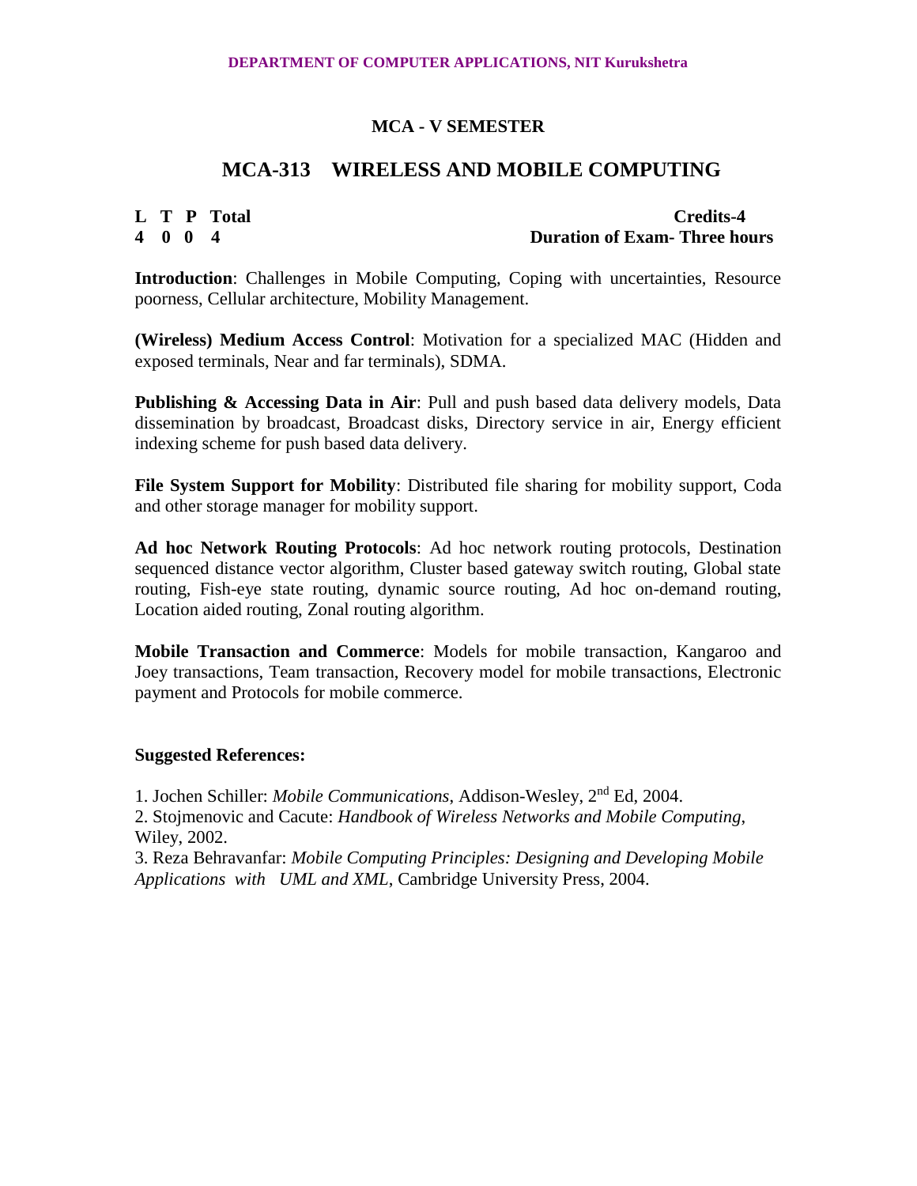## MCA - V SEMESTER

# MCA-313 WIRELESS AND MOBILE COMPUTING

| L | T | P | Total | Credits-4 |
|---|---|---|---|---|
| 4 | 0 | 0 | 4 | Duration of Exam- Three hours |

**Introduction**: Challenges in Mobile Computing, Coping with uncertainties, Resource poorness, Cellular architecture, Mobility Management.

**(Wireless) Medium Access Control**: Motivation for a specialized MAC (Hidden and exposed terminals, Near and far terminals), SDMA.

**Publishing & Accessing Data in Air**: Pull and push based data delivery models, Data dissemination by broadcast, Broadcast disks, Directory service in air, Energy efficient indexing scheme for push based data delivery.

**File System Support for Mobility**: Distributed file sharing for mobility support, Coda and other storage manager for mobility support.

**Ad hoc Network Routing Protocols**: Ad hoc network routing protocols, Destination sequenced distance vector algorithm, Cluster based gateway switch routing, Global state routing, Fish-eye state routing, dynamic source routing, Ad hoc on-demand routing, Location aided routing, Zonal routing algorithm.

**Mobile Transaction and Commerce**: Models for mobile transaction, Kangaroo and Joey transactions, Team transaction, Recovery model for mobile transactions, Electronic payment and Protocols for mobile commerce.

**Suggested References:**

1. Jochen Schiller: *Mobile Communications*, Addison-Wesley, 2nd Ed, 2004.
2. Stojmenovic and Cacute: *Handbook of Wireless Networks and Mobile Computing*, Wiley, 2002.
3. Reza Behravanfar: *Mobile Computing Principles: Designing and Developing Mobile Applications with UML and XML*, Cambridge University Press, 2004.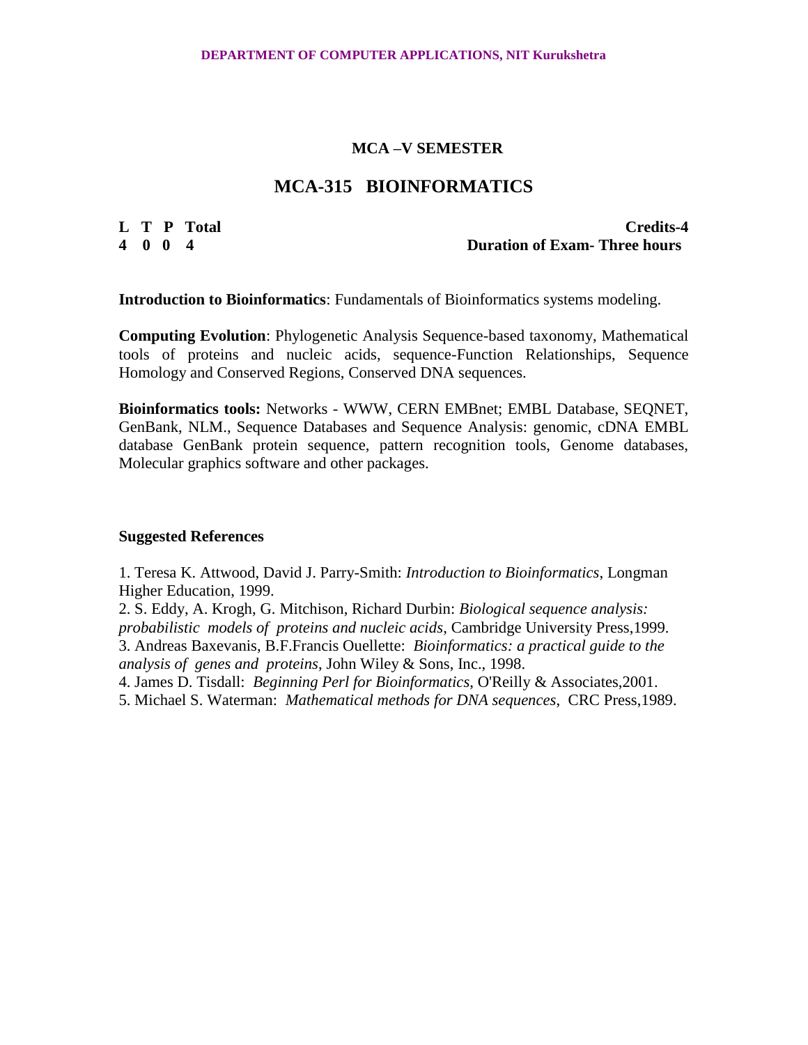## MCA –V SEMESTER

# MCA-315 BIOINFORMATICS

| L | T | P | Total | Credits-4 |
|---|---|---|---|---|
| 4 | 0 | 0 | 4 | Duration of Exam- Three hours |

**Introduction to Bioinformatics**: Fundamentals of Bioinformatics systems modeling.

**Computing Evolution**: Phylogenetic Analysis Sequence-based taxonomy, Mathematical tools of proteins and nucleic acids, sequence-Function Relationships, Sequence Homology and Conserved Regions, Conserved DNA sequences.

**Bioinformatics tools:** Networks - WWW, CERN EMBnet; EMBL Database, SEQNET, GenBank, NLM., Sequence Databases and Sequence Analysis: genomic, cDNA EMBL database GenBank protein sequence, pattern recognition tools, Genome databases, Molecular graphics software and other packages.

### Suggested References

1. Teresa K. Attwood, David J. Parry-Smith: *Introduction to Bioinformatics*, Longman Higher Education, 1999.
2. S. Eddy, A. Krogh, G. Mitchison, Richard Durbin: *Biological sequence analysis: probabilistic models of proteins and nucleic acids*, Cambridge University Press,1999.
3. Andreas Baxevanis, B.F.Francis Ouellette: *Bioinformatics: a practical guide to the analysis of genes and proteins*, John Wiley & Sons, Inc., 1998.
4. James D. Tisdall: *Beginning Perl for Bioinformatics*, O'Reilly & Associates,2001.
5. Michael S. Waterman: *Mathematical methods for DNA sequences*, CRC Press,1989.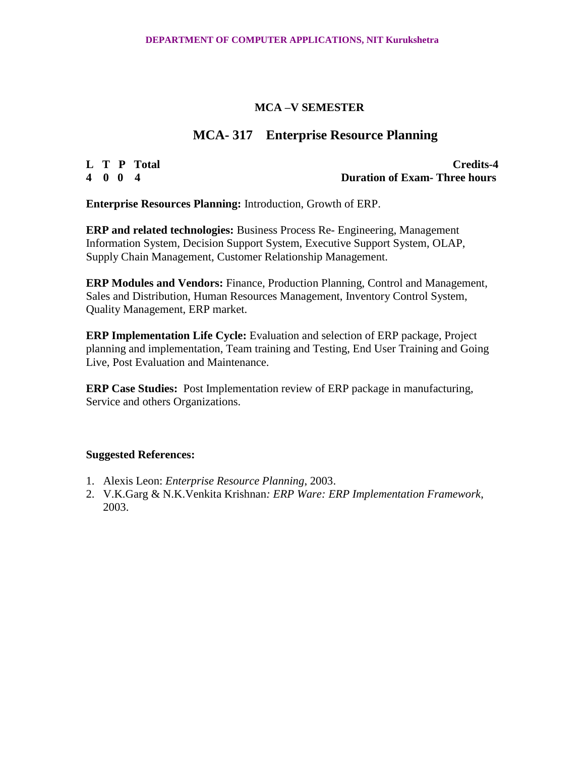## MCA –V SEMESTER

# MCA- 317 Enterprise Resource Planning

| L | T | P | Total | Credits-4 |
|---|---|---|---|---|
| 4 | 0 | 0 | 4 | Duration of Exam- Three hours |

**Enterprise Resources Planning:** Introduction, Growth of ERP.

**ERP and related technologies:** Business Process Re- Engineering, Management Information System, Decision Support System, Executive Support System, OLAP, Supply Chain Management, Customer Relationship Management.

**ERP Modules and Vendors:** Finance, Production Planning, Control and Management, Sales and Distribution, Human Resources Management, Inventory Control System, Quality Management, ERP market.

**ERP Implementation Life Cycle:** Evaluation and selection of ERP package, Project planning and implementation, Team training and Testing, End User Training and Going Live, Post Evaluation and Maintenance.

**ERP Case Studies:** Post Implementation review of ERP package in manufacturing, Service and others Organizations.

**Suggested References:**

1. Alexis Leon: *Enterprise Resource Planning*, 2003.
2. V.K.Garg & N.K.Venkita Krishnan*: ERP Ware: ERP Implementation Framework*, 2003.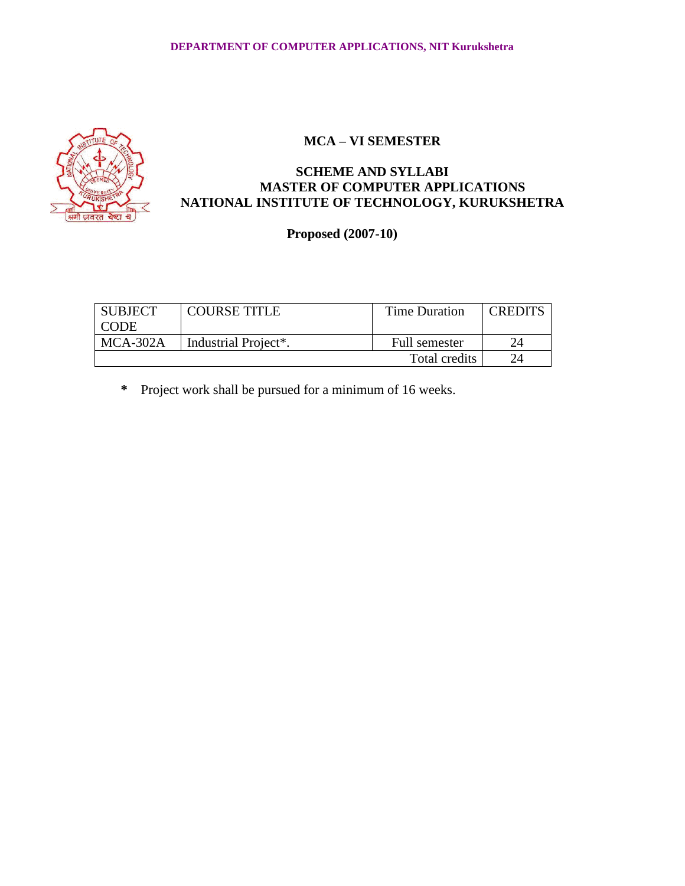## MCA – VI SEMESTER

## SCHEME AND SYLLABI
## MASTER OF COMPUTER APPLICATIONS
## NATIONAL INSTITUTE OF TECHNOLOGY, KURUKSHETRA

**Proposed (2007-10)**

| SUBJECT CODE | COURSE TITLE | Time Duration | CREDITS |
|---|---|---|---|
| MCA-302A | Industrial Project*. | Full semester | 24 |
| | | Total credits | 24 |

- **\*** Project work shall be pursued for a minimum of 16 weeks.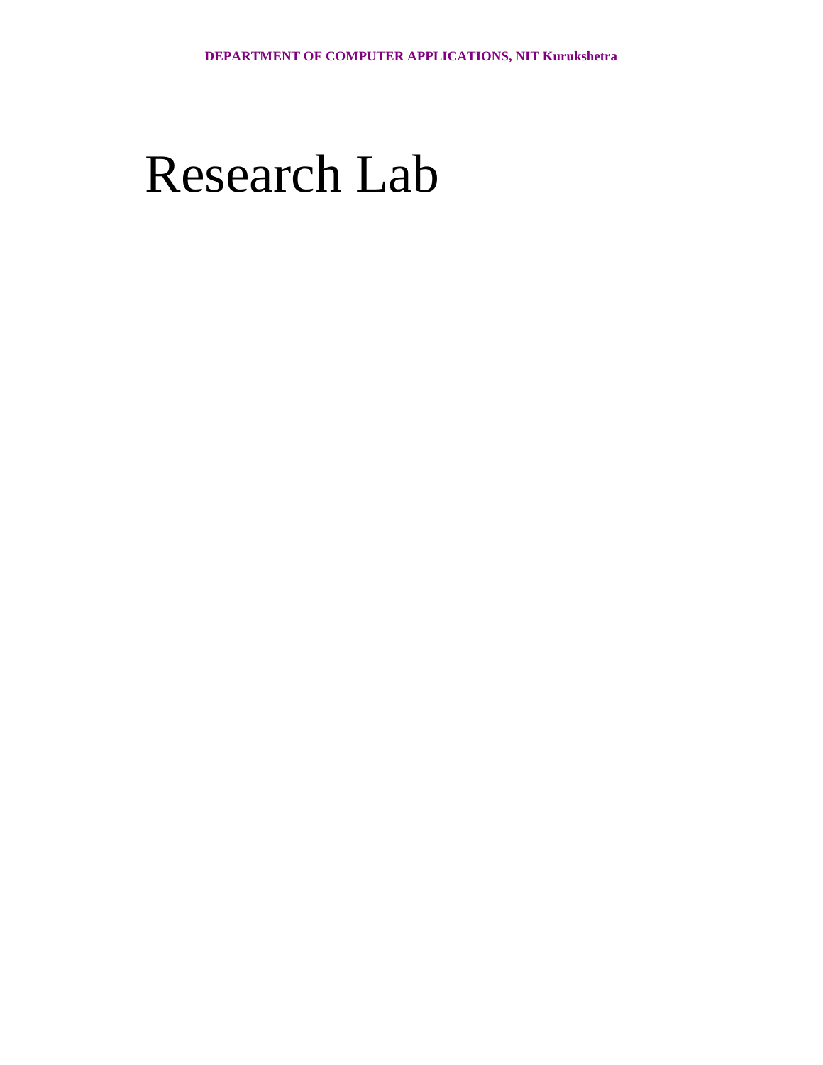# Research Lab